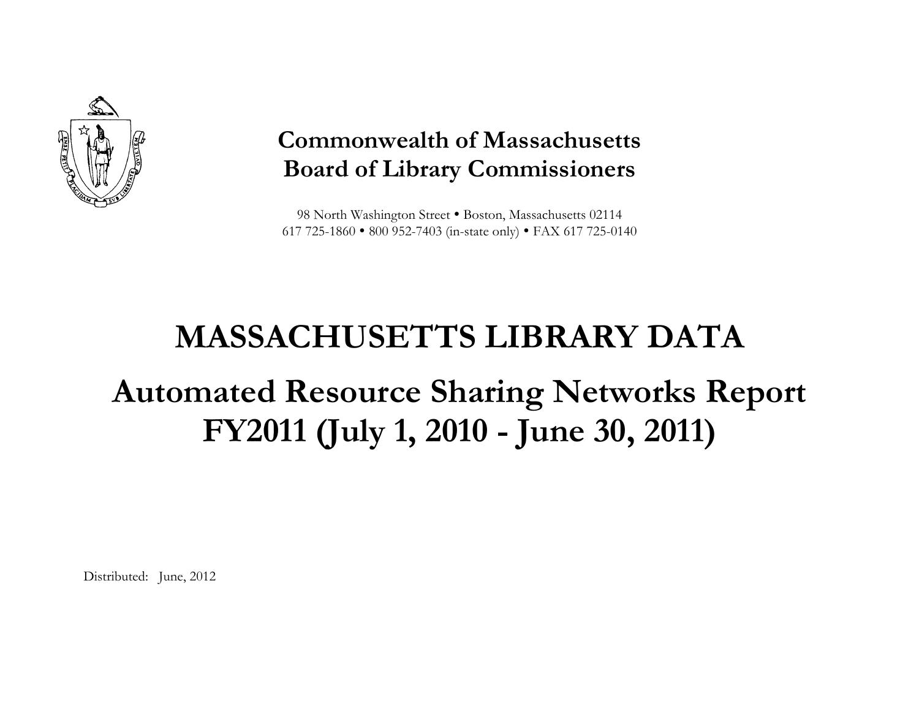**Commonwealth of Massachusetts**
**Board of Library Commissioners**

98 North Washington Street • Boston, Massachusetts 02114
617 725-1860 • 800 952-7403 (in-state only) • FAX 617 725-0140

# MASSACHUSETTS LIBRARY DATA

# Automated Resource Sharing Networks Report FY2011 (July 1, 2010 - June 30, 2011)

Distributed: June, 2012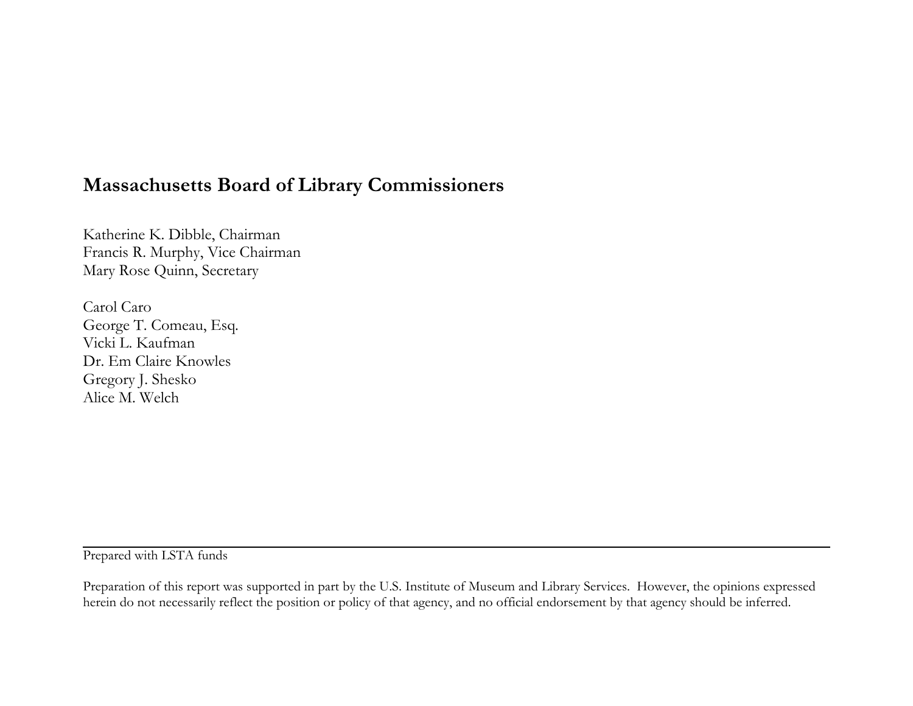## Massachusetts Board of Library Commissioners

Katherine K. Dibble, Chairman
Francis R. Murphy, Vice Chairman
Mary Rose Quinn, Secretary

Carol Caro
George T. Comeau, Esq.
Vicki L. Kaufman
Dr. Em Claire Knowles
Gregory J. Shesko
Alice M. Welch

---

Prepared with LSTA funds

Preparation of this report was supported in part by the U.S. Institute of Museum and Library Services. However, the opinions expressed herein do not necessarily reflect the position or policy of that agency, and no official endorsement by that agency should be inferred.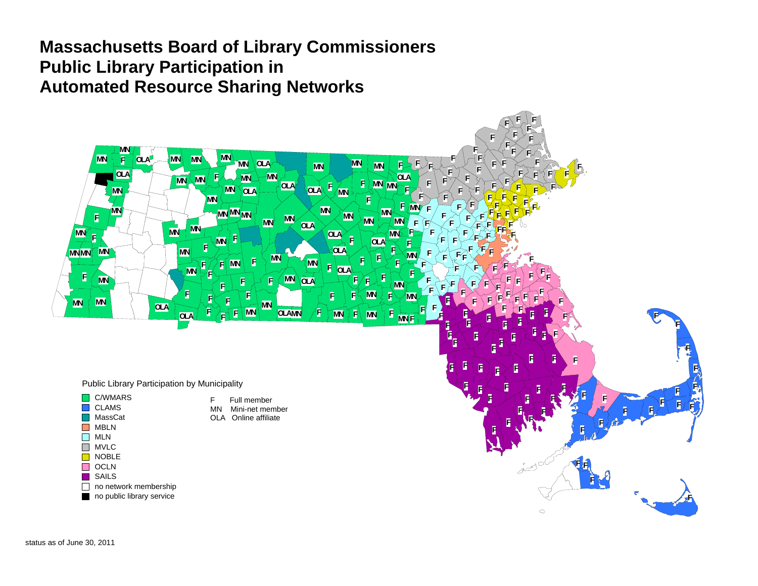# Massachusetts Board of Library Commissioners
# Public Library Participation in
# Automated Resource Sharing Networks

Public Library Participation by Municipality

- C/WMARS
- CLAMS
- MassCat
- MBLN
- MLN
- MVLC
- NOBLE
- OCLN
- SAILS
- no network membership
- no public library service

F Full member
MN Mini-net member
OLA Online affiliate

status as of June 30, 2011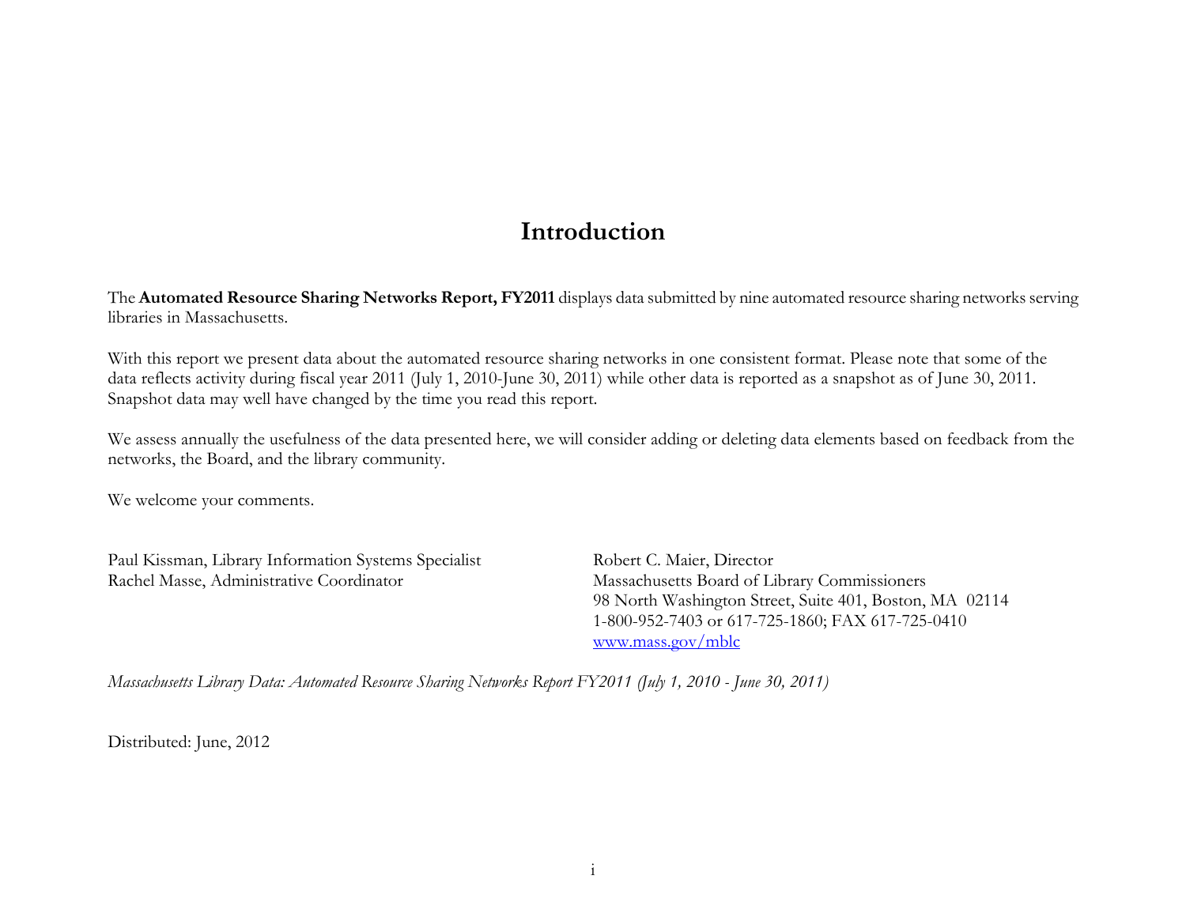# Introduction

The **Automated Resource Sharing Networks Report, FY2011** displays data submitted by nine automated resource sharing networks serving libraries in Massachusetts.

With this report we present data about the automated resource sharing networks in one consistent format. Please note that some of the data reflects activity during fiscal year 2011 (July 1, 2010-June 30, 2011) while other data is reported as a snapshot as of June 30, 2011. Snapshot data may well have changed by the time you read this report.

We assess annually the usefulness of the data presented here, we will consider adding or deleting data elements based on feedback from the networks, the Board, and the library community.

We welcome your comments.

Paul Kissman, Library Information Systems Specialist
Rachel Masse, Administrative Coordinator

Robert C. Maier, Director
Massachusetts Board of Library Commissioners
98 North Washington Street, Suite 401, Boston, MA 02114
1-800-952-7403 or 617-725-1860; FAX 617-725-0410
[www.mass.gov/mblc](http://www.mass.gov/mblc)

*Massachusetts Library Data: Automated Resource Sharing Networks Report FY2011 (July 1, 2010 - June 30, 2011)*

Distributed: June, 2012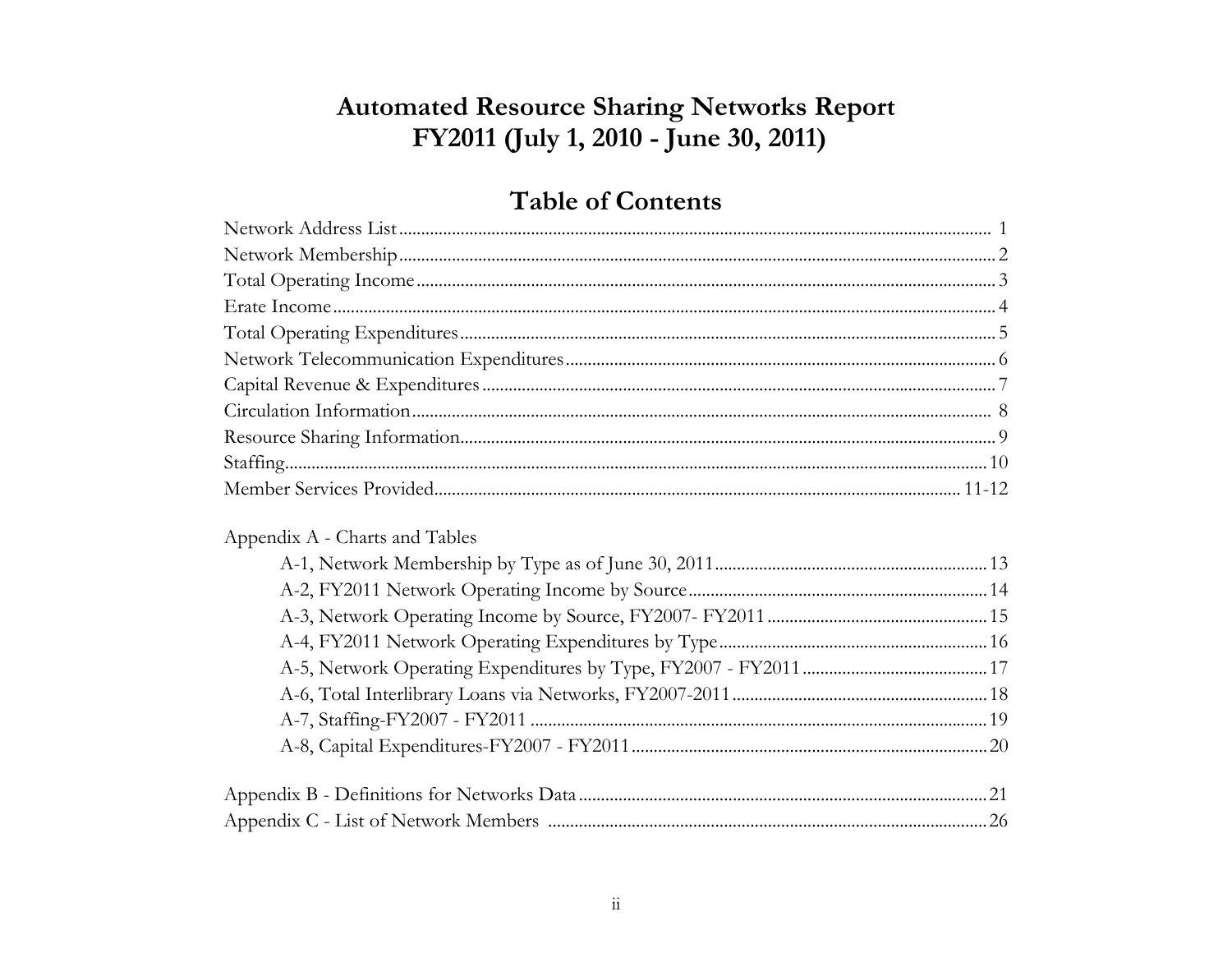# Automated Resource Sharing Networks Report
# FY2011 (July 1, 2010 - June 30, 2011)

## Table of Contents

| | |
|---|---|
| Network Address List | 1 |
| Network Membership | 2 |
| Total Operating Income | 3 |
| Erate Income | 4 |
| Total Operating Expenditures | 5 |
| Network Telecommunication Expenditures | 6 |
| Capital Revenue & Expenditures | 7 |
| Circulation Information | 8 |
| Resource Sharing Information | 9 |
| Staffing | 10 |
| Member Services Provided | 11-12 |
| | |
| Appendix A - Charts and Tables | |
| A-1, Network Membership by Type as of June 30, 2011 | 13 |
| A-2, FY2011 Network Operating Income by Source | 14 |
| A-3, Network Operating Income by Source, FY2007- FY2011 | 15 |
| A-4, FY2011 Network Operating Expenditures by Type | 16 |
| A-5, Network Operating Expenditures by Type, FY2007 - FY2011 | 17 |
| A-6, Total Interlibrary Loans via Networks, FY2007-2011 | 18 |
| A-7, Staffing-FY2007 - FY2011 | 19 |
| A-8, Capital Expenditures-FY2007 - FY2011 | 20 |
| | |
| Appendix B - Definitions for Networks Data | 21 |
| Appendix C - List of Network Members | 26 |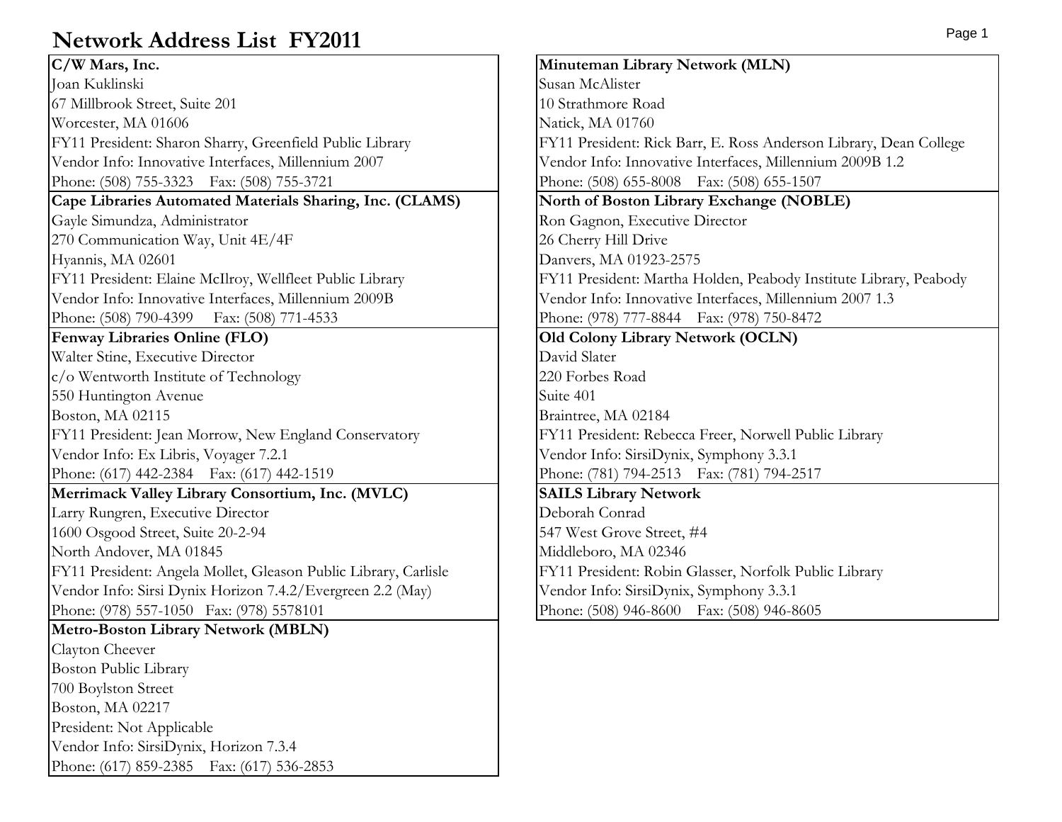# Network Address List FY2011

**C/W Mars, Inc.**
Joan Kuklinski
67 Millbrook Street, Suite 201
Worcester, MA 01606
FY11 President: Sharon Sharry, Greenfield Public Library
Vendor Info: Innovative Interfaces, Millennium 2007
Phone: (508) 755-3323 Fax: (508) 755-3721

**Cape Libraries Automated Materials Sharing, Inc. (CLAMS)**
Gayle Simundza, Administrator
270 Communication Way, Unit 4E/4F
Hyannis, MA 02601
FY11 President: Elaine McIlroy, Wellfleet Public Library
Vendor Info: Innovative Interfaces, Millennium 2009B
Phone: (508) 790-4399 Fax: (508) 771-4533

**Fenway Libraries Online (FLO)**
Walter Stine, Executive Director
c/o Wentworth Institute of Technology
550 Huntington Avenue
Boston, MA 02115
FY11 President: Jean Morrow, New England Conservatory
Vendor Info: Ex Libris, Voyager 7.2.1
Phone: (617) 442-2384 Fax: (617) 442-1519

**Merrimack Valley Library Consortium, Inc. (MVLC)**
Larry Rungren, Executive Director
1600 Osgood Street, Suite 20-2-94
North Andover, MA 01845
FY11 President: Angela Mollet, Gleason Public Library, Carlisle
Vendor Info: Sirsi Dynix Horizon 7.4.2/Evergreen 2.2 (May)
Phone: (978) 557-1050 Fax: (978) 5578101

**Metro-Boston Library Network (MBLN)**
Clayton Cheever
Boston Public Library
700 Boylston Street
Boston, MA 02217
President: Not Applicable
Vendor Info: SirsiDynix, Horizon 7.3.4
Phone: (617) 859-2385 Fax: (617) 536-2853

**Minuteman Library Network (MLN)**
Susan McAlister
10 Strathmore Road
Natick, MA 01760
FY11 President: Rick Barr, E. Ross Anderson Library, Dean College
Vendor Info: Innovative Interfaces, Millennium 2009B 1.2
Phone: (508) 655-8008 Fax: (508) 655-1507

**North of Boston Library Exchange (NOBLE)**
Ron Gagnon, Executive Director
26 Cherry Hill Drive
Danvers, MA 01923-2575
FY11 President: Martha Holden, Peabody Institute Library, Peabody
Vendor Info: Innovative Interfaces, Millennium 2007 1.3
Phone: (978) 777-8844 Fax: (978) 750-8472

**Old Colony Library Network (OCLN)**
David Slater
220 Forbes Road
Suite 401
Braintree, MA 02184
FY11 President: Rebecca Freer, Norwell Public Library
Vendor Info: SirsiDynix, Symphony 3.3.1
Phone: (781) 794-2513 Fax: (781) 794-2517

**SAILS Library Network**
Deborah Conrad
547 West Grove Street, #4
Middleboro, MA 02346
FY11 President: Robin Glasser, Norfolk Public Library
Vendor Info: SirsiDynix, Symphony 3.3.1
Phone: (508) 946-8600 Fax: (508) 946-8605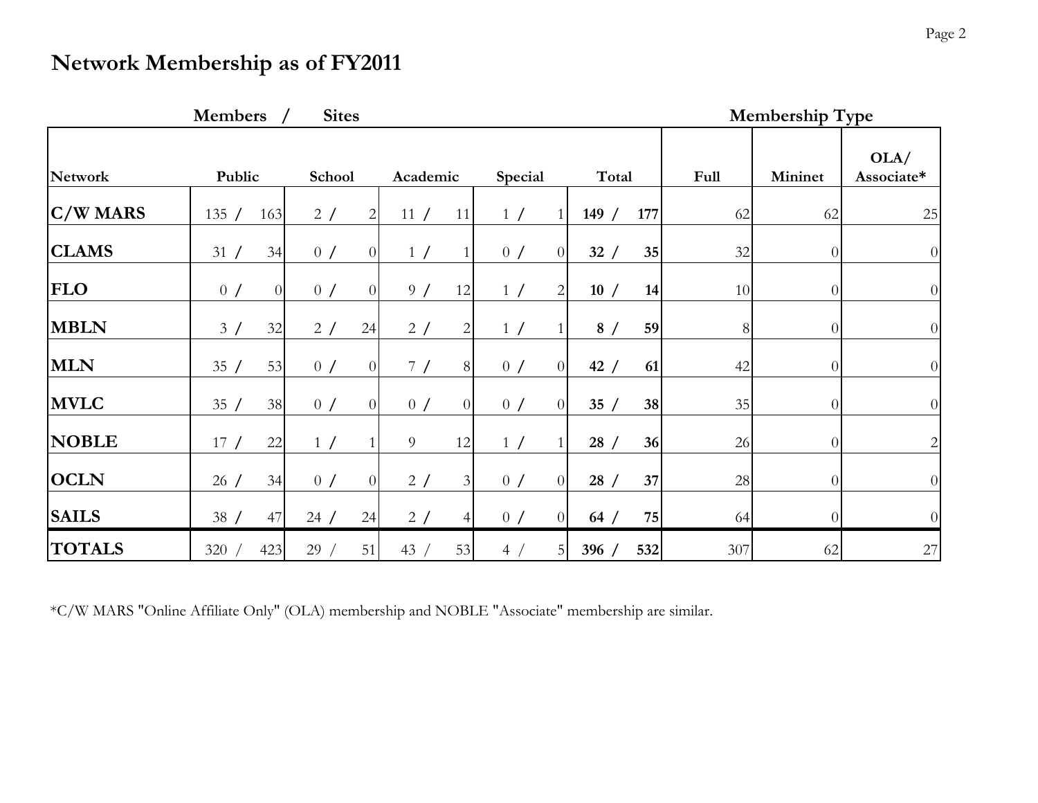## Network Membership as of FY2011

| | Members / Sites | | | | | Membership Type | | |
|---|---|---|---|---|---|---|---|---|
| **Network** | **Public** | **School** | **Academic** | **Special** | **Total** | **Full** | **Mininet** | **OLA/ Associate*** |
| **C/W MARS** | 135 / 163 | 2 / 2 | 11 / 11 | 1 / 1 | **149 / 177** | 62 | 62 | 25 |
| **CLAMS** | 31 / 34 | 0 / 0 | 1 / 1 | 0 / 0 | **32 / 35** | 32 | 0 | 0 |
| **FLO** | 0 / 0 | 0 / 0 | 9 / 12 | 1 / 2 | **10 / 14** | 10 | 0 | 0 |
| **MBLN** | 3 / 32 | 2 / 24 | 2 / 2 | 1 / 1 | **8 / 59** | 8 | 0 | 0 |
| **MLN** | 35 / 53 | 0 / 0 | 7 / 8 | 0 / 0 | **42 / 61** | 42 | 0 | 0 |
| **MVLC** | 35 / 38 | 0 / 0 | 0 / 0 | 0 / 0 | **35 / 38** | 35 | 0 | 0 |
| **NOBLE** | 17 / 22 | 1 / 1 | 9 12 | 1 / 1 | **28 / 36** | 26 | 0 | 2 |
| **OCLN** | 26 / 34 | 0 / 0 | 2 / 3 | 0 / 0 | **28 / 37** | 28 | 0 | 0 |
| **SAILS** | 38 / 47 | 24 / 24 | 2 / 4 | 0 / 0 | **64 / 75** | 64 | 0 | 0 |
| **TOTALS** | 320 / 423 | 29 / 51 | 43 / 53 | 4 / 5 | **396 / 532** | 307 | 62 | 27 |

*C/W MARS "Online Affiliate Only" (OLA) membership and NOBLE "Associate" membership are similar.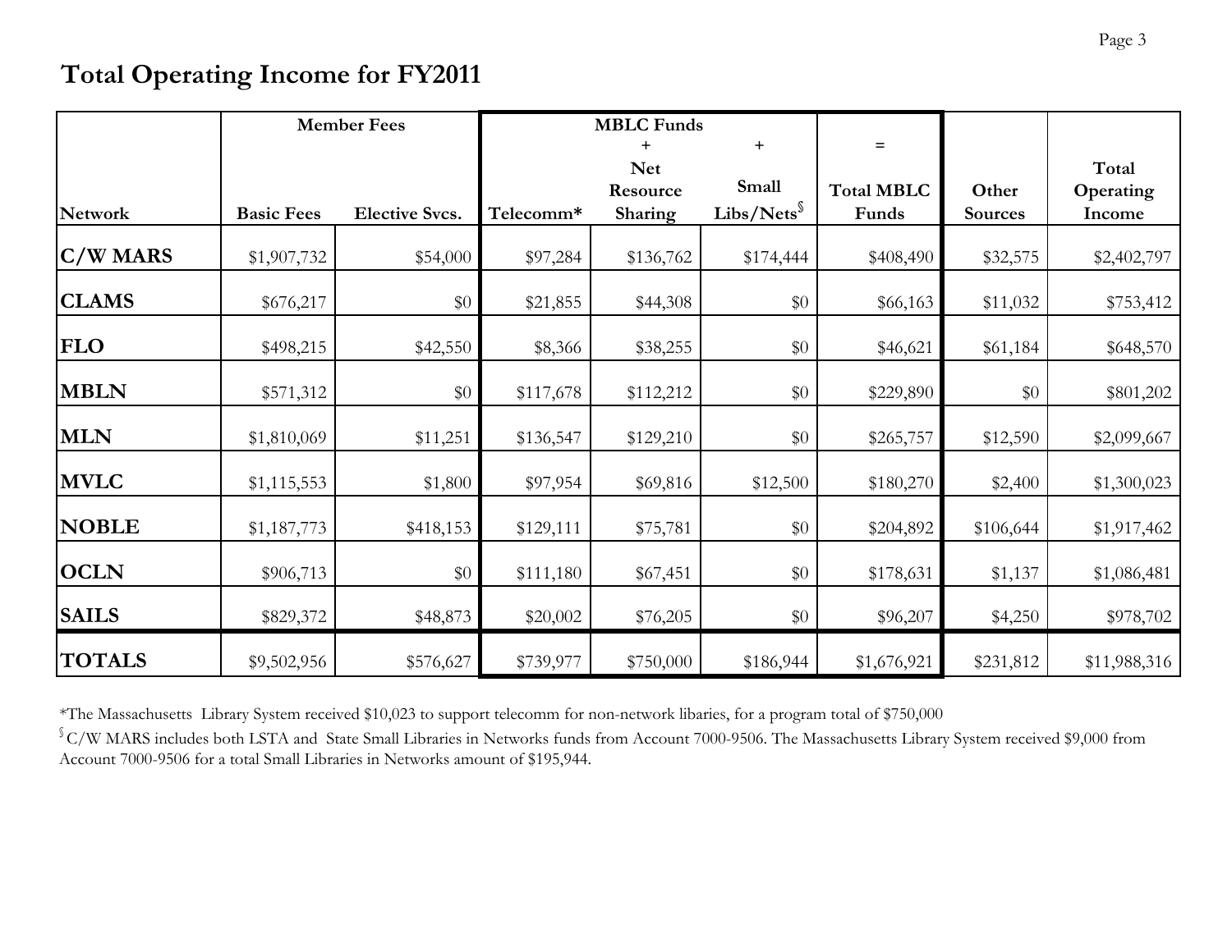# Total Operating Income for FY2011

| | Member Fees | | MBLC Funds | + | + | = | | |
|---|---|---|---|---|---|---|---|---|
| **Network** | **Basic Fees** | **Elective Svcs.** | **Telecomm*** | **Net Resource Sharing** | **Small Libs/Nets§** | **Total MBLC Funds** | **Other Sources** | **Total Operating Income** |
| **C/W MARS** | $1,907,732 | $54,000 | $97,284 | $136,762 | $174,444 | $408,490 | $32,575 | $2,402,797 |
| **CLAMS** | $676,217 | $0 | $21,855 | $44,308 | $0 | $66,163 | $11,032 | $753,412 |
| **FLO** | $498,215 | $42,550 | $8,366 | $38,255 | $0 | $46,621 | $61,184 | $648,570 |
| **MBLN** | $571,312 | $0 | $117,678 | $112,212 | $0 | $229,890 | $0 | $801,202 |
| **MLN** | $1,810,069 | $11,251 | $136,547 | $129,210 | $0 | $265,757 | $12,590 | $2,099,667 |
| **MVLC** | $1,115,553 | $1,800 | $97,954 | $69,816 | $12,500 | $180,270 | $2,400 | $1,300,023 |
| **NOBLE** | $1,187,773 | $418,153 | $129,111 | $75,781 | $0 | $204,892 | $106,644 | $1,917,462 |
| **OCLN** | $906,713 | $0 | $111,180 | $67,451 | $0 | $178,631 | $1,137 | $1,086,481 |
| **SAILS** | $829,372 | $48,873 | $20,002 | $76,205 | $0 | $96,207 | $4,250 | $978,702 |
| **TOTALS** | $9,502,956 | $576,627 | $739,977 | $750,000 | $186,944 | $1,676,921 | $231,812 | $11,988,316 |

*The Massachusetts Library System received $10,023 to support telecomm for non-network libaries, for a program total of $750,000

§ C/W MARS includes both LSTA and State Small Libraries in Networks funds from Account 7000-9506. The Massachusetts Library System received $9,000 from Account 7000-9506 for a total Small Libraries in Networks amount of $195,944.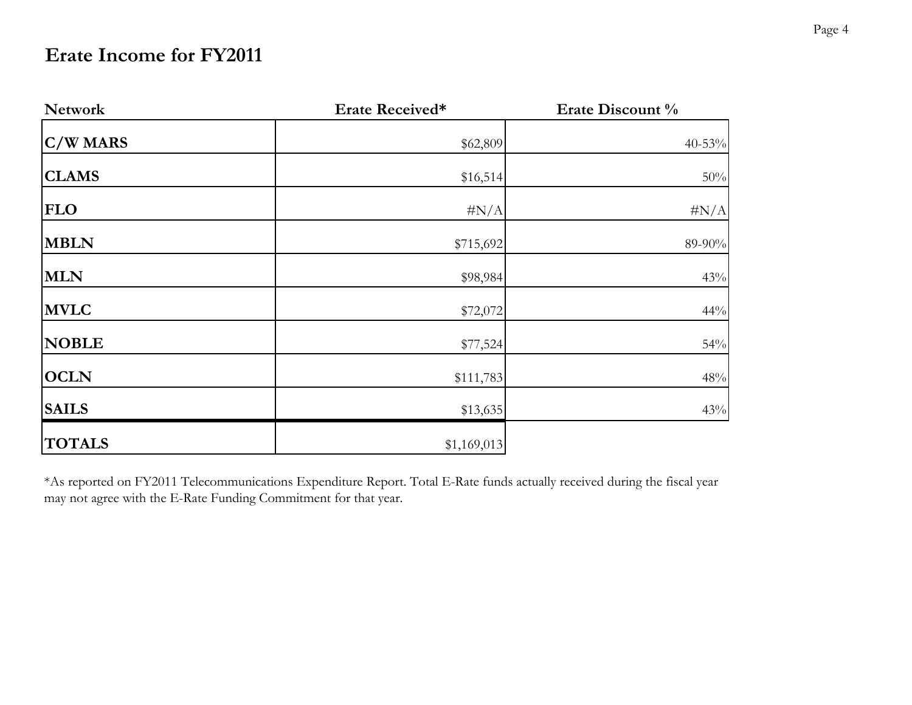# Erate Income for FY2011

| Network | Erate Received* | Erate Discount % |
|---|---|---|
| **C/W MARS** | $62,809 | 40-53% |
| **CLAMS** | $16,514 | 50% |
| **FLO** | #N/A | #N/A |
| **MBLN** | $715,692 | 89-90% |
| **MLN** | $98,984 | 43% |
| **MVLC** | $72,072 | 44% |
| **NOBLE** | $77,524 | 54% |
| **OCLN** | $111,783 | 48% |
| **SAILS** | $13,635 | 43% |
| **TOTALS** | $1,169,013 | |

*As reported on FY2011 Telecommunications Expenditure Report. Total E-Rate funds actually received during the fiscal year may not agree with the E-Rate Funding Commitment for that year.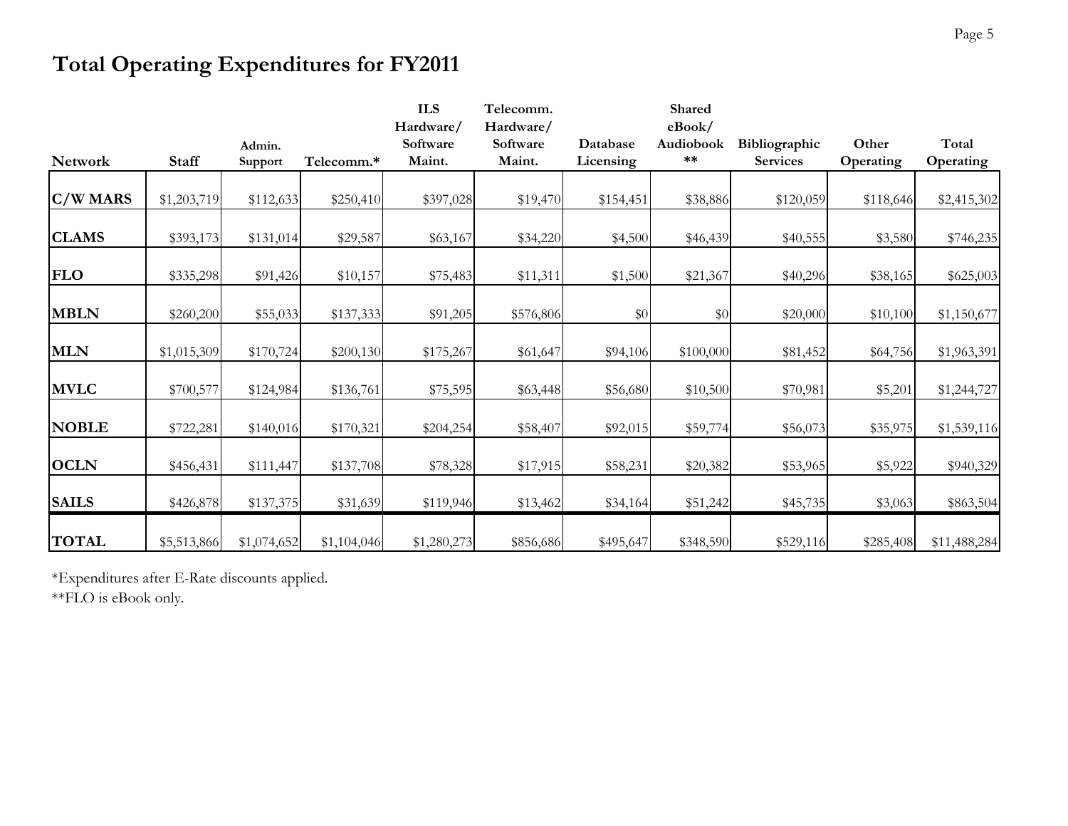# Total Operating Expenditures for FY2011

| Network | Staff | Admin. Support | Telecomm.* | ILS Hardware/ Software Maint. | Telecomm. Hardware/ Software Maint. | Database Licensing | Shared eBook/ Audiobook ** | Bibliographic Services | Other Operating | Total Operating |
|---|---|---|---|---|---|---|---|---|---|---|
| **C/W MARS** | $1,203,719 | $112,633 | $250,410 | $397,028 | $19,470 | $154,451 | $38,886 | $120,059 | $118,646 | $2,415,302 |
| **CLAMS** | $393,173 | $131,014 | $29,587 | $63,167 | $34,220 | $4,500 | $46,439 | $40,555 | $3,580 | $746,235 |
| **FLO** | $335,298 | $91,426 | $10,157 | $75,483 | $11,311 | $1,500 | $21,367 | $40,296 | $38,165 | $625,003 |
| **MBLN** | $260,200 | $55,033 | $137,333 | $91,205 | $576,806 | $0 | $0 | $20,000 | $10,100 | $1,150,677 |
| **MLN** | $1,015,309 | $170,724 | $200,130 | $175,267 | $61,647 | $94,106 | $100,000 | $81,452 | $64,756 | $1,963,391 |
| **MVLC** | $700,577 | $124,984 | $136,761 | $75,595 | $63,448 | $56,680 | $10,500 | $70,981 | $5,201 | $1,244,727 |
| **NOBLE** | $722,281 | $140,016 | $170,321 | $204,254 | $58,407 | $92,015 | $59,774 | $56,073 | $35,975 | $1,539,116 |
| **OCLN** | $456,431 | $111,447 | $137,708 | $78,328 | $17,915 | $58,231 | $20,382 | $53,965 | $5,922 | $940,329 |
| **SAILS** | $426,878 | $137,375 | $31,639 | $119,946 | $13,462 | $34,164 | $51,242 | $45,735 | $3,063 | $863,504 |
| **TOTAL** | $5,513,866 | $1,074,652 | $1,104,046 | $1,280,273 | $856,686 | $495,647 | $348,590 | $529,116 | $285,408 | $11,488,284 |

*Expenditures after E-Rate discounts applied.

**FLO is eBook only.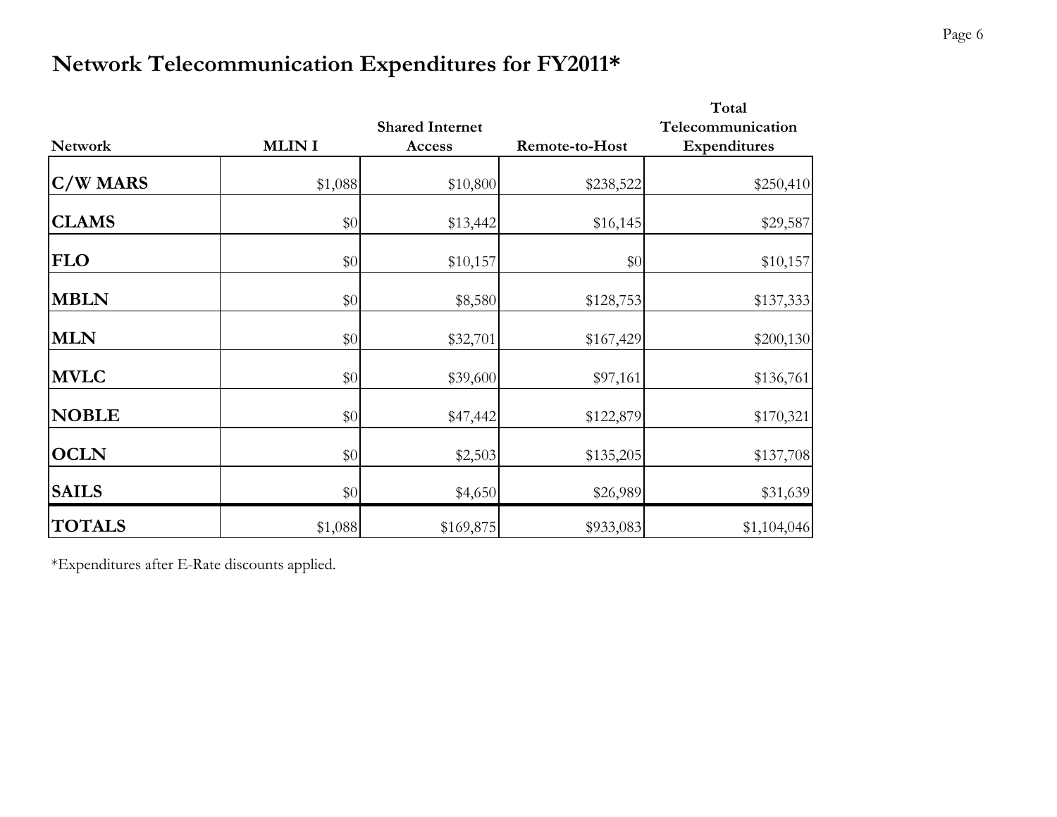# Network Telecommunication Expenditures for FY2011*

| Network | MLIN I | Shared Internet Access | Remote-to-Host | Total Telecommunication Expenditures |
|---|---|---|---|---|
| **C/W MARS** | $1,088 | $10,800 | $238,522 | $250,410 |
| **CLAMS** | $0 | $13,442 | $16,145 | $29,587 |
| **FLO** | $0 | $10,157 | $0 | $10,157 |
| **MBLN** | $0 | $8,580 | $128,753 | $137,333 |
| **MLN** | $0 | $32,701 | $167,429 | $200,130 |
| **MVLC** | $0 | $39,600 | $97,161 | $136,761 |
| **NOBLE** | $0 | $47,442 | $122,879 | $170,321 |
| **OCLN** | $0 | $2,503 | $135,205 | $137,708 |
| **SAILS** | $0 | $4,650 | $26,989 | $31,639 |
| **TOTALS** | $1,088 | $169,875 | $933,083 | $1,104,046 |

*Expenditures after E-Rate discounts applied.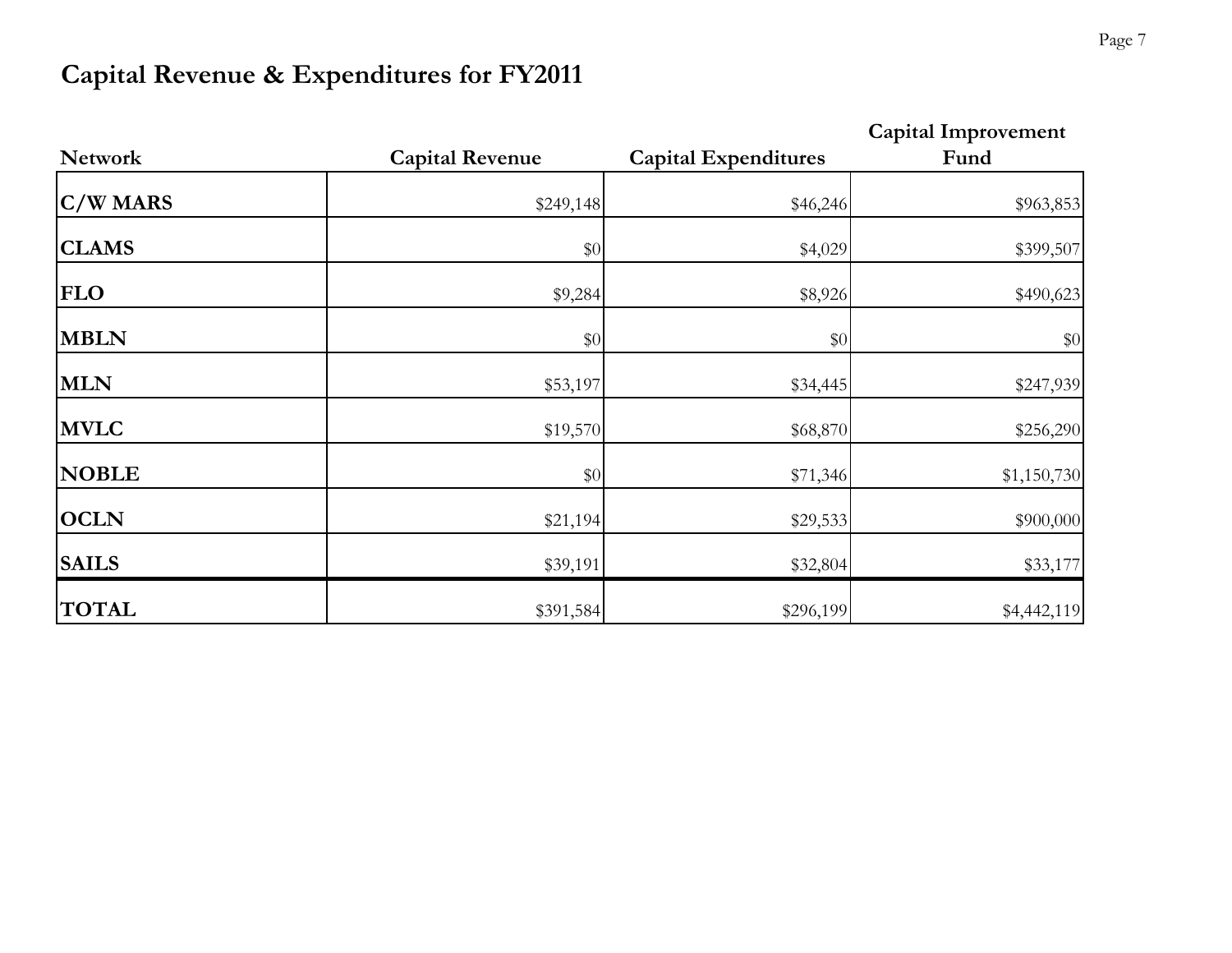# Capital Revenue & Expenditures for FY2011

| Network | Capital Revenue | Capital Expenditures | Capital Improvement Fund |
|---|---|---|---|
| **C/W MARS** | $249,148 | $46,246 | $963,853 |
| **CLAMS** | $0 | $4,029 | $399,507 |
| **FLO** | $9,284 | $8,926 | $490,623 |
| **MBLN** | $0 | $0 | $0 |
| **MLN** | $53,197 | $34,445 | $247,939 |
| **MVLC** | $19,570 | $68,870 | $256,290 |
| **NOBLE** | $0 | $71,346 | $1,150,730 |
| **OCLN** | $21,194 | $29,533 | $900,000 |
| **SAILS** | $39,191 | $32,804 | $33,177 |
| **TOTAL** | $391,584 | $296,199 | $4,442,119 |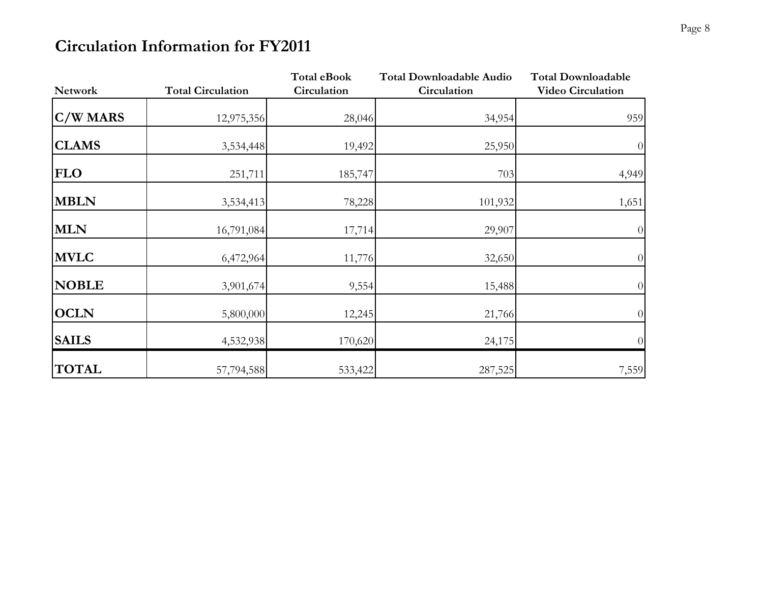## Circulation Information for FY2011

| Network | Total Circulation | Total eBook Circulation | Total Downloadable Audio Circulation | Total Downloadable Video Circulation |
|---|---|---|---|---|
| **C/W MARS** | 12,975,356 | 28,046 | 34,954 | 959 |
| **CLAMS** | 3,534,448 | 19,492 | 25,950 | 0 |
| **FLO** | 251,711 | 185,747 | 703 | 4,949 |
| **MBLN** | 3,534,413 | 78,228 | 101,932 | 1,651 |
| **MLN** | 16,791,084 | 17,714 | 29,907 | 0 |
| **MVLC** | 6,472,964 | 11,776 | 32,650 | 0 |
| **NOBLE** | 3,901,674 | 9,554 | 15,488 | 0 |
| **OCLN** | 5,800,000 | 12,245 | 21,766 | 0 |
| **SAILS** | 4,532,938 | 170,620 | 24,175 | 0 |
| **TOTAL** | 57,794,588 | 533,422 | 287,525 | 7,559 |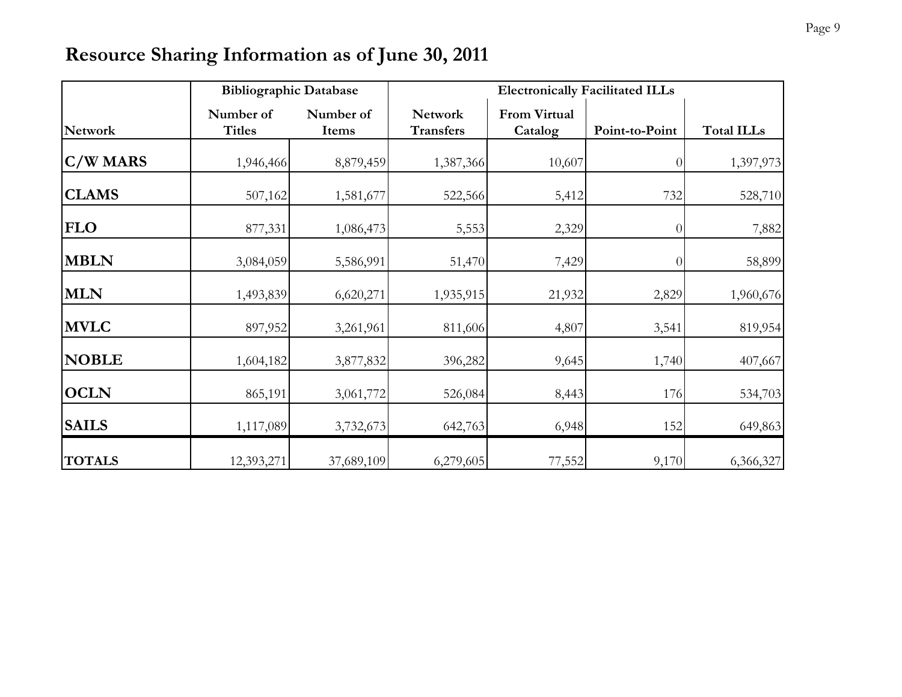# Resource Sharing Information as of June 30, 2011

| | Bibliographic Database | | Electronically Facilitated ILLs | | | |
|---|---|---|---|---|---|---|
| Network | Number of Titles | Number of Items | Network Transfers | From Virtual Catalog | Point-to-Point | Total ILLs |
| **C/W MARS** | 1,946,466 | 8,879,459 | 1,387,366 | 10,607 | 0 | 1,397,973 |
| **CLAMS** | 507,162 | 1,581,677 | 522,566 | 5,412 | 732 | 528,710 |
| **FLO** | 877,331 | 1,086,473 | 5,553 | 2,329 | 0 | 7,882 |
| **MBLN** | 3,084,059 | 5,586,991 | 51,470 | 7,429 | 0 | 58,899 |
| **MLN** | 1,493,839 | 6,620,271 | 1,935,915 | 21,932 | 2,829 | 1,960,676 |
| **MVLC** | 897,952 | 3,261,961 | 811,606 | 4,807 | 3,541 | 819,954 |
| **NOBLE** | 1,604,182 | 3,877,832 | 396,282 | 9,645 | 1,740 | 407,667 |
| **OCLN** | 865,191 | 3,061,772 | 526,084 | 8,443 | 176 | 534,703 |
| **SAILS** | 1,117,089 | 3,732,673 | 642,763 | 6,948 | 152 | 649,863 |
| **TOTALS** | 12,393,271 | 37,689,109 | 6,279,605 | 77,552 | 9,170 | 6,366,327 |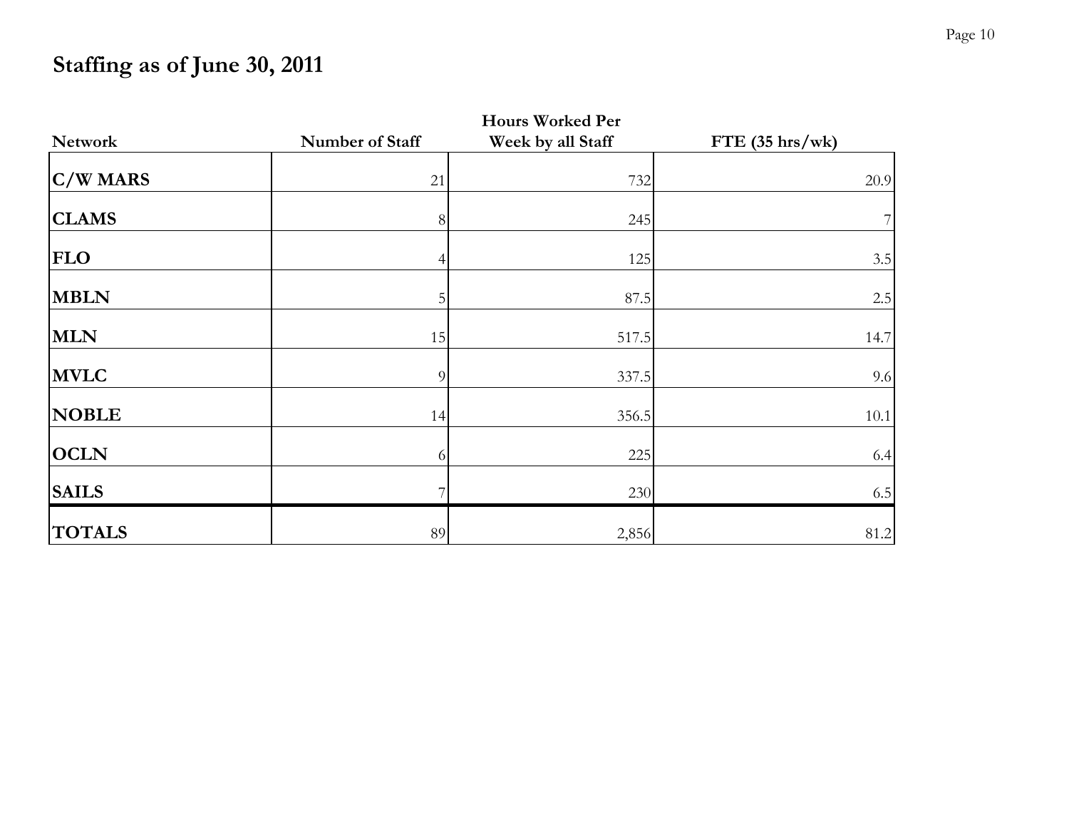# Staffing as of June 30, 2011

| Network | Number of Staff | Hours Worked Per Week by all Staff | FTE (35 hrs/wk) |
|---|---|---|---|
| **C/W MARS** | 21 | 732 | 20.9 |
| **CLAMS** | 8 | 245 | 7 |
| **FLO** | 4 | 125 | 3.5 |
| **MBLN** | 5 | 87.5 | 2.5 |
| **MLN** | 15 | 517.5 | 14.7 |
| **MVLC** | 9 | 337.5 | 9.6 |
| **NOBLE** | 14 | 356.5 | 10.1 |
| **OCLN** | 6 | 225 | 6.4 |
| **SAILS** | 7 | 230 | 6.5 |
| **TOTALS** | 89 | 2,856 | 81.2 |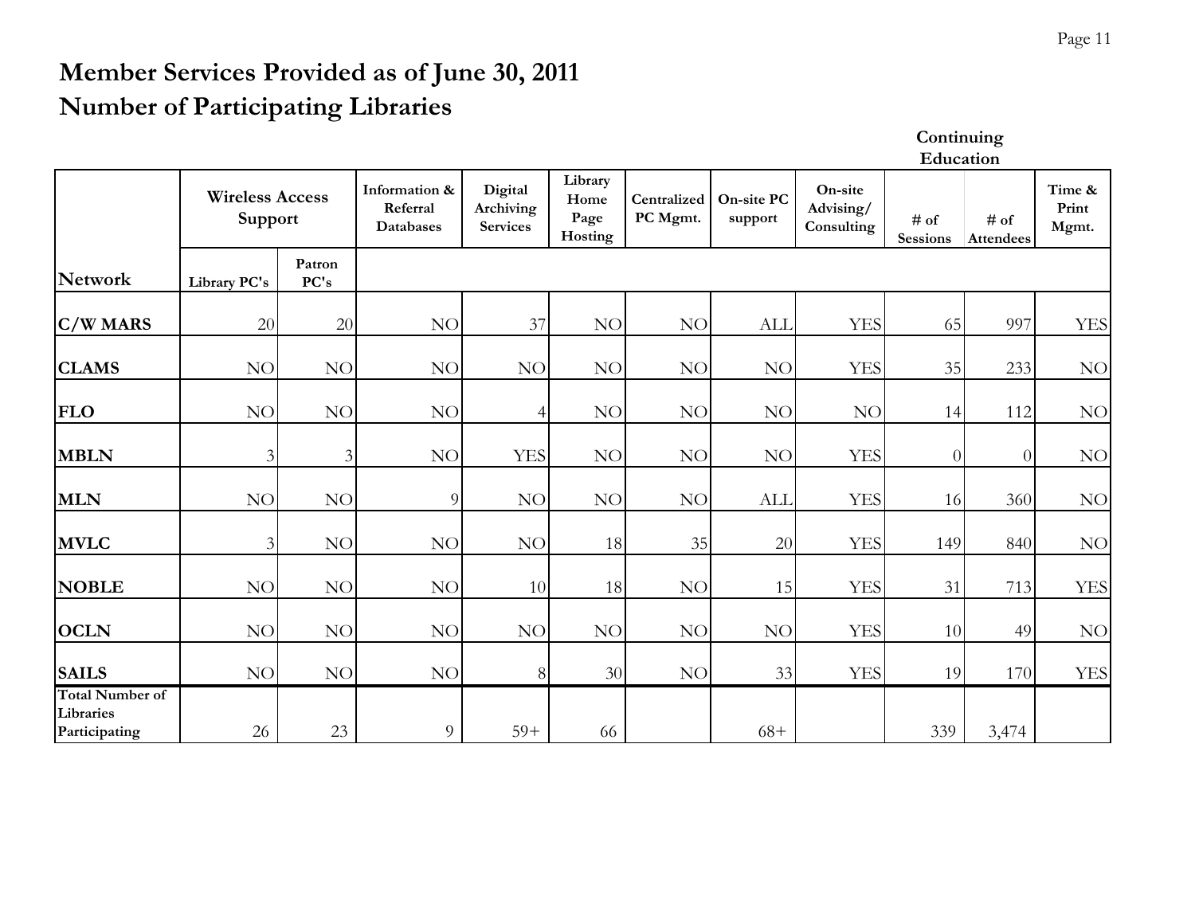# Member Services Provided as of June 30, 2011
# Number of Participating Libraries

| Network | Wireless Access Support | | Information & Referral Databases | Digital Archiving Services | Library Home Page Hosting | Centralized PC Mgmt. | On-site PC support | On-site Advising/ Consulting | Continuing Education | | Time & Print Mgmt. |
|---|---|---|---|---|---|---|---|---|---|---|---|
| | Library PC's | Patron PC's | | | | | | | # of Sessions | # of Attendees | |
| C/W MARS | 20 | 20 | NO | 37 | NO | NO | ALL | YES | 65 | 997 | YES |
| CLAMS | NO | NO | NO | NO | NO | NO | NO | YES | 35 | 233 | NO |
| FLO | NO | NO | NO | 4 | NO | NO | NO | NO | 14 | 112 | NO |
| MBLN | 3 | 3 | NO | YES | NO | NO | NO | YES | 0 | 0 | NO |
| MLN | NO | NO | 9 | NO | NO | NO | ALL | YES | 16 | 360 | NO |
| MVLC | 3 | NO | NO | NO | 18 | 35 | 20 | YES | 149 | 840 | NO |
| NOBLE | NO | NO | NO | 10 | 18 | NO | 15 | YES | 31 | 713 | YES |
| OCLN | NO | NO | NO | NO | NO | NO | NO | YES | 10 | 49 | NO |
| SAILS | NO | NO | NO | 8 | 30 | NO | 33 | YES | 19 | 170 | YES |
| Total Number of Libraries Participating | 26 | 23 | 9 | 59+ | 66 | | 68+ | | 339 | 3,474 | |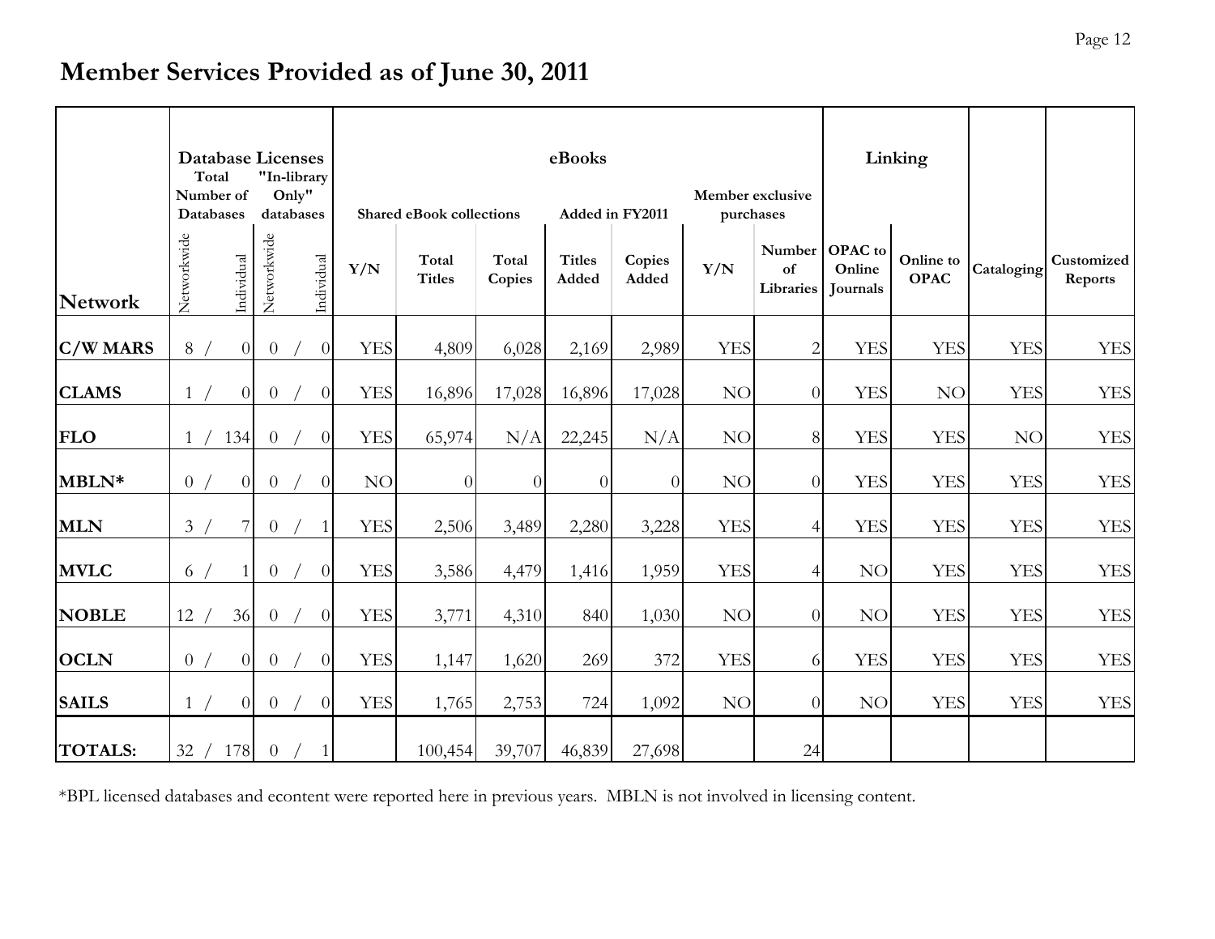# Member Services Provided as of June 30, 2011

| Network | Database Licenses: Total Number of Databases (Networkwide / Individual) | Database Licenses: "In-library Only" databases (Networkwide / Individual) | eBooks: Shared eBook collections Y/N | eBooks: Shared eBook collections Total Titles | eBooks: Shared eBook collections Total Copies | eBooks: Added in FY2011 Titles Added | eBooks: Added in FY2011 Copies Added | eBooks: Member exclusive purchases Y/N | eBooks: Member exclusive purchases Number of Libraries | Linking: OPAC to Online Journals | Linking: Online to OPAC | Cataloging | Customized Reports |
|---|---|---|---|---|---|---|---|---|---|---|---|---|---|
| **C/W MARS** | 8 / 0 | 0 / 0 | YES | 4,809 | 6,028 | 2,169 | 2,989 | YES | 2 | YES | YES | YES | YES |
| **CLAMS** | 1 / 0 | 0 / 0 | YES | 16,896 | 17,028 | 16,896 | 17,028 | NO | 0 | YES | NO | YES | YES |
| **FLO** | 1 / 134 | 0 / 0 | YES | 65,974 | N/A | 22,245 | N/A | NO | 8 | YES | YES | NO | YES |
| **MBLN*** | 0 / 0 | 0 / 0 | NO | 0 | 0 | 0 | 0 | NO | 0 | YES | YES | YES | YES |
| **MLN** | 3 / 7 | 0 / 1 | YES | 2,506 | 3,489 | 2,280 | 3,228 | YES | 4 | YES | YES | YES | YES |
| **MVLC** | 6 / 1 | 0 / 0 | YES | 3,586 | 4,479 | 1,416 | 1,959 | YES | 4 | NO | YES | YES | YES |
| **NOBLE** | 12 / 36 | 0 / 0 | YES | 3,771 | 4,310 | 840 | 1,030 | NO | 0 | NO | YES | YES | YES |
| **OCLN** | 0 / 0 | 0 / 0 | YES | 1,147 | 1,620 | 269 | 372 | YES | 6 | YES | YES | YES | YES |
| **SAILS** | 1 / 0 | 0 / 0 | YES | 1,765 | 2,753 | 724 | 1,092 | NO | 0 | NO | YES | YES | YES |
| **TOTALS:** | 32 / 178 | 0 / 1 | | 100,454 | 39,707 | 46,839 | 27,698 | | 24 | | | | |

*BPL licensed databases and econtent were reported here in previous years. MBLN is not involved in licensing content.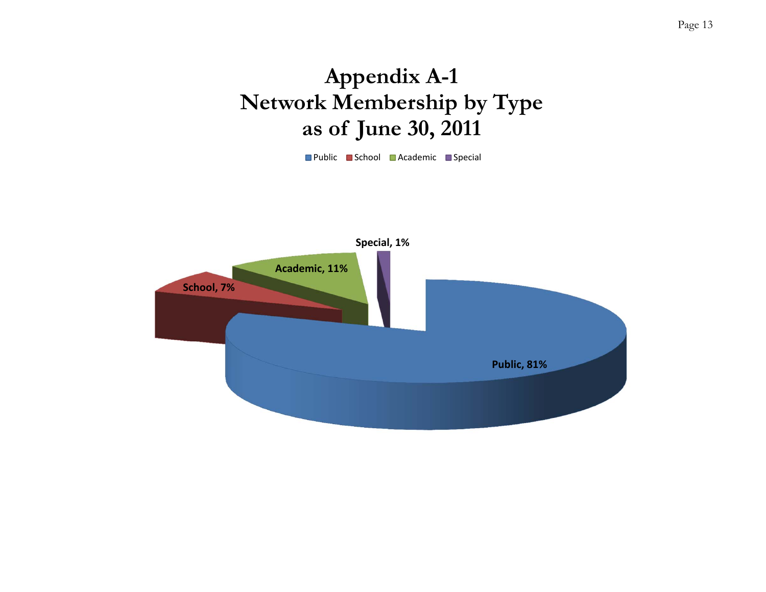# Appendix A-1
# Network Membership by Type
# as of June 30, 2011

Public | School | Academic | Special

Special, 1%

Academic, 11%

School, 7%

Public, 81%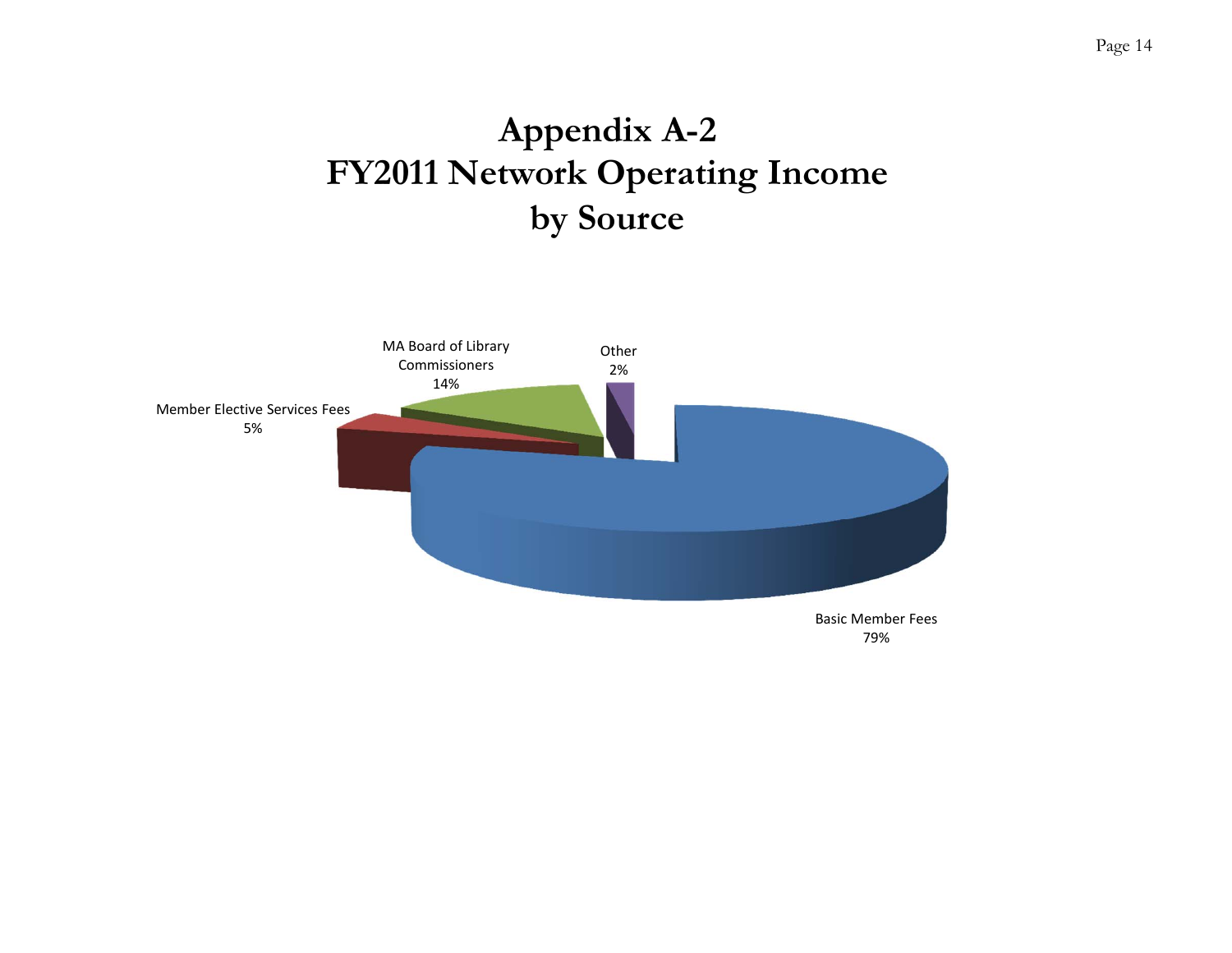# Appendix A-2
# FY2011 Network Operating Income
# by Source

MA Board of Library Commissioners
14%

Other
2%

Member Elective Services Fees
5%

Basic Member Fees
79%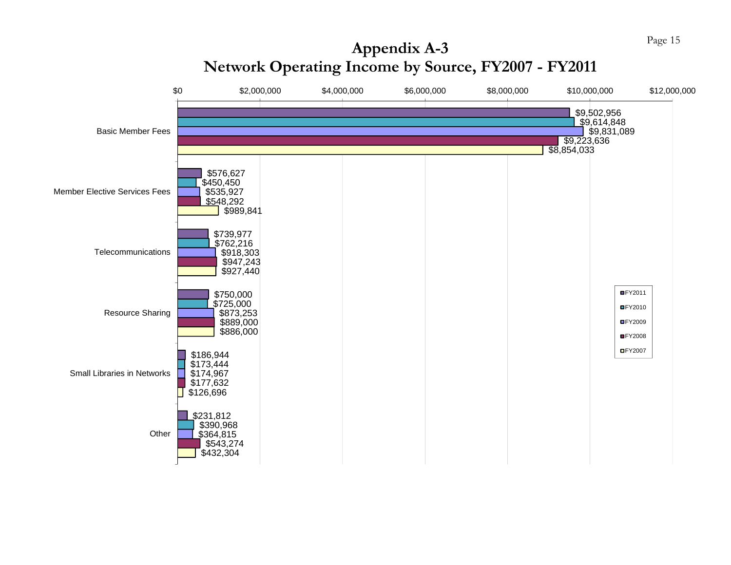# Appendix A-3
## Network Operating Income by Source, FY2007 - FY2011

| Source | FY2011 | FY2010 | FY2009 | FY2008 | FY2007 |
|---|---|---|---|---|---|
| Basic Member Fees | $9,502,956 | $9,614,848 | $9,831,089 | $9,223,636 | $8,854,033 |
| Member Elective Services Fees | $576,627 | $450,450 | $535,927 | $548,292 | $989,841 |
| Telecommunications | $739,977 | $762,216 | $918,303 | $947,243 | $927,440 |
| Resource Sharing | $750,000 | $725,000 | $873,253 | $889,000 | $886,000 |
| Small Libraries in Networks | $186,944 | $173,444 | $174,967 | $177,632 | $126,696 |
| Other | $231,812 | $390,968 | $364,815 | $543,274 | $432,304 |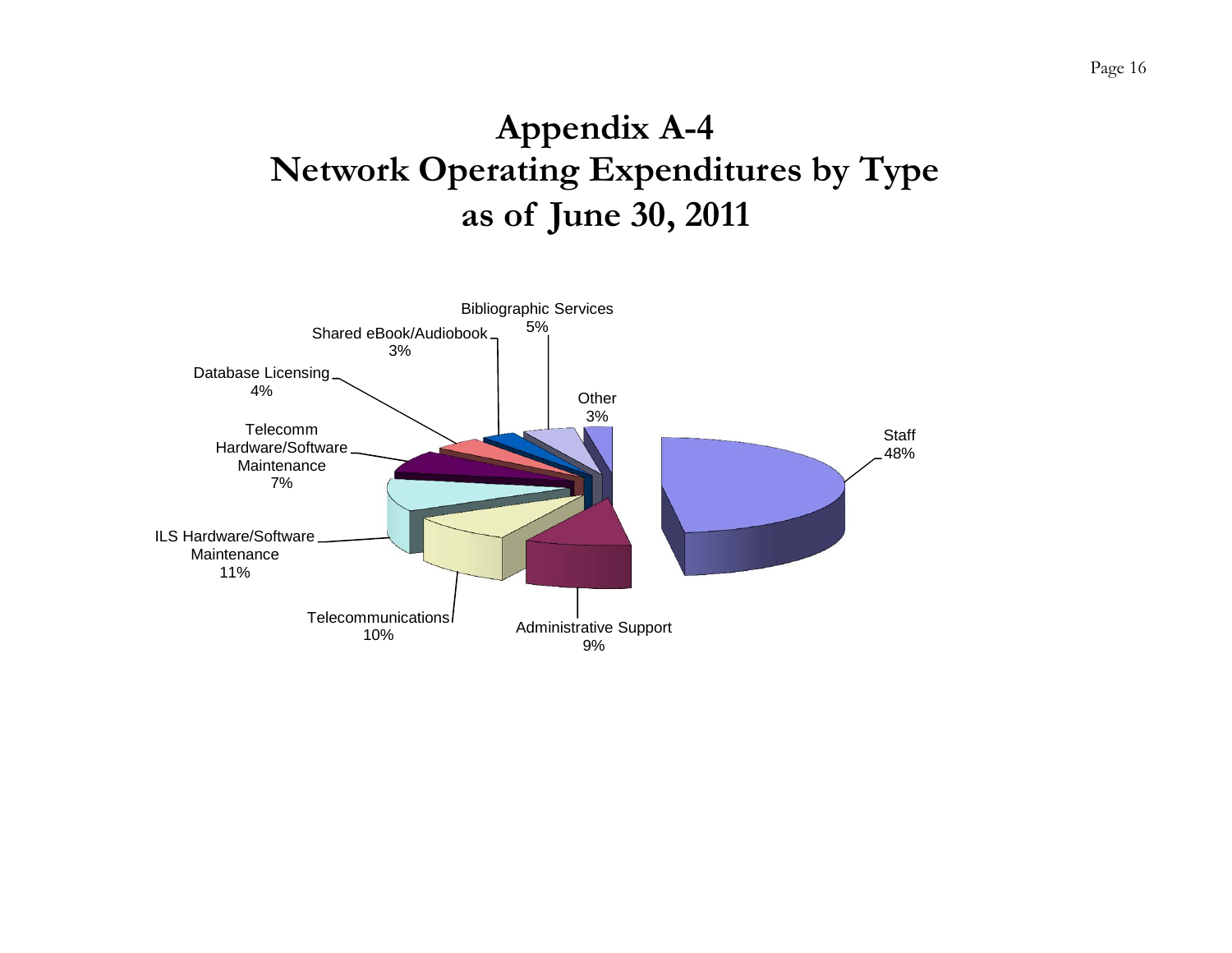# Appendix A-4
# Network Operating Expenditures by Type
# as of June 30, 2011

| Type | Percentage |
| --- | --- |
| Staff | 48% |
| Administrative Support | 9% |
| Telecommunications | 10% |
| ILS Hardware/Software Maintenance | 11% |
| Telecomm Hardware/Software Maintenance | 7% |
| Database Licensing | 4% |
| Shared eBook/Audiobook | 3% |
| Bibliographic Services | 5% |
| Other | 3% |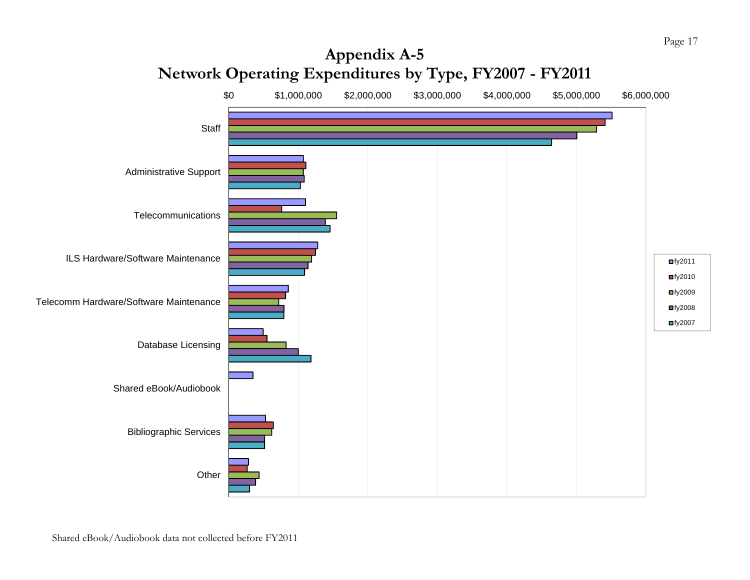# Appendix A-5
# Network Operating Expenditures by Type, FY2007 - FY2011

$0 | $1,000,000 | $2,000,000 | $3,000,000 | $4,000,000 | $5,000,000 | $6,000,000

Staff

Administrative Support

Telecommunications

ILS Hardware/Software Maintenance

Telecomm Hardware/Software Maintenance

Database Licensing

Shared eBook/Audiobook

Bibliographic Services

Other

fy2011
fy2010
fy2009
fy2008
fy2007

Shared eBook/Audiobook data not collected before FY2011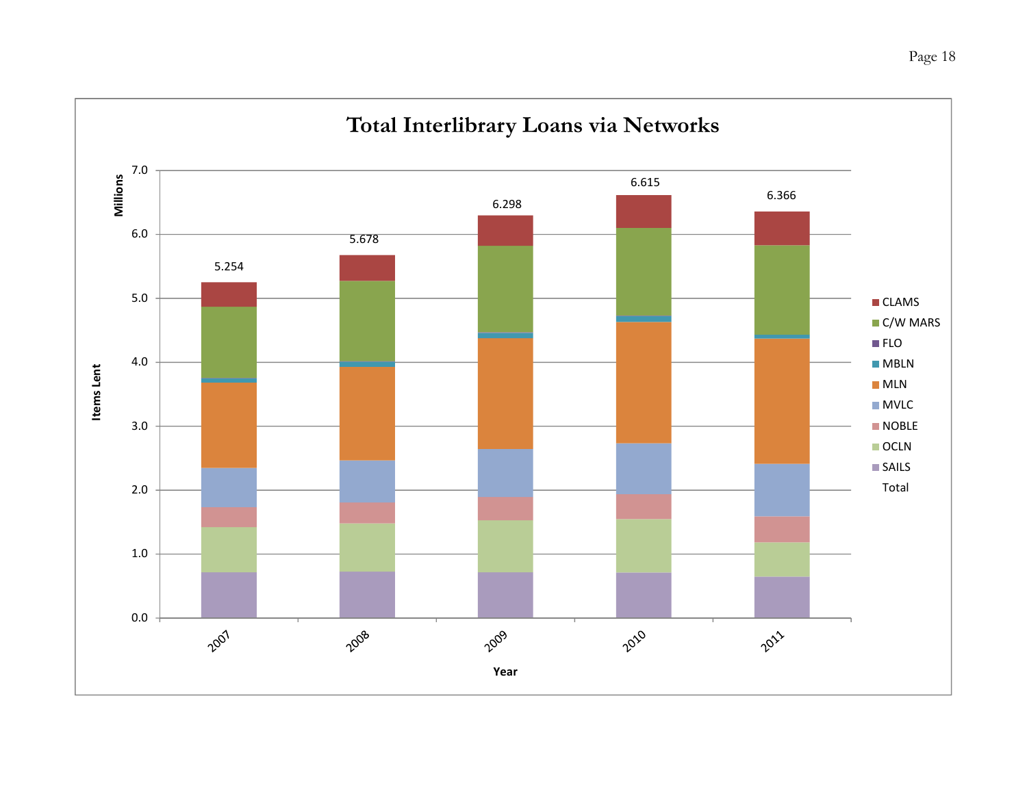## Total Interlibrary Loans via Networks

Millions

Items Lent

| Year | Total |
|---|---|
| 2007 | 5.254 |
| 2008 | 5.678 |
| 2009 | 6.298 |
| 2010 | 6.615 |
| 2011 | 6.366 |

Year

Legend: CLAMS, C/W MARS, FLO, MBLN, MLN, MVLC, NOBLE, OCLN, SAILS, Total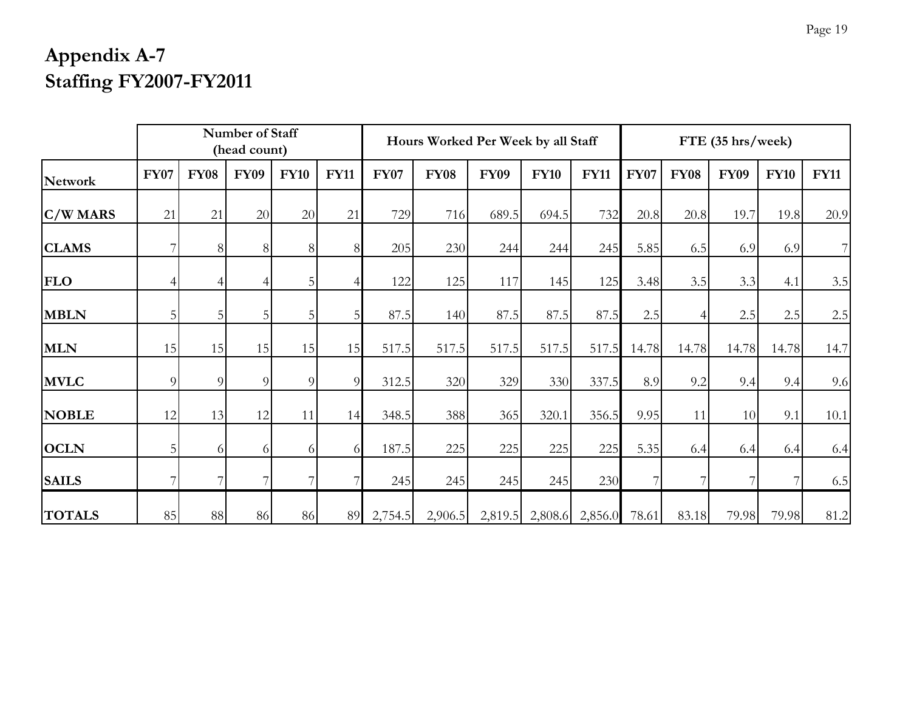# Appendix A-7
# Staffing FY2007-FY2011

| | Number of Staff (head count) | | | | | Hours Worked Per Week by all Staff | | | | | FTE (35 hrs/week) | | | | |
|---|---|---|---|---|---|---|---|---|---|---|---|---|---|---|---|
| **Network** | **FY07** | **FY08** | **FY09** | **FY10** | **FY11** | **FY07** | **FY08** | **FY09** | **FY10** | **FY11** | **FY07** | **FY08** | **FY09** | **FY10** | **FY11** |
| **C/W MARS** | 21 | 21 | 20 | 20 | 21 | 729 | 716 | 689.5 | 694.5 | 732 | 20.8 | 20.8 | 19.7 | 19.8 | 20.9 |
| **CLAMS** | 7 | 8 | 8 | 8 | 8 | 205 | 230 | 244 | 244 | 245 | 5.85 | 6.5 | 6.9 | 6.9 | 7 |
| **FLO** | 4 | 4 | 4 | 5 | 4 | 122 | 125 | 117 | 145 | 125 | 3.48 | 3.5 | 3.3 | 4.1 | 3.5 |
| **MBLN** | 5 | 5 | 5 | 5 | 5 | 87.5 | 140 | 87.5 | 87.5 | 87.5 | 2.5 | 4 | 2.5 | 2.5 | 2.5 |
| **MLN** | 15 | 15 | 15 | 15 | 15 | 517.5 | 517.5 | 517.5 | 517.5 | 517.5 | 14.78 | 14.78 | 14.78 | 14.78 | 14.7 |
| **MVLC** | 9 | 9 | 9 | 9 | 9 | 312.5 | 320 | 329 | 330 | 337.5 | 8.9 | 9.2 | 9.4 | 9.4 | 9.6 |
| **NOBLE** | 12 | 13 | 12 | 11 | 14 | 348.5 | 388 | 365 | 320.1 | 356.5 | 9.95 | 11 | 10 | 9.1 | 10.1 |
| **OCLN** | 5 | 6 | 6 | 6 | 6 | 187.5 | 225 | 225 | 225 | 225 | 5.35 | 6.4 | 6.4 | 6.4 | 6.4 |
| **SAILS** | 7 | 7 | 7 | 7 | 7 | 245 | 245 | 245 | 245 | 230 | 7 | 7 | 7 | 7 | 6.5 |
| **TOTALS** | 85 | 88 | 86 | 86 | 89 | 2,754.5 | 2,906.5 | 2,819.5 | 2,808.6 | 2,856.0 | 78.61 | 83.18 | 79.98 | 79.98 | 81.2 |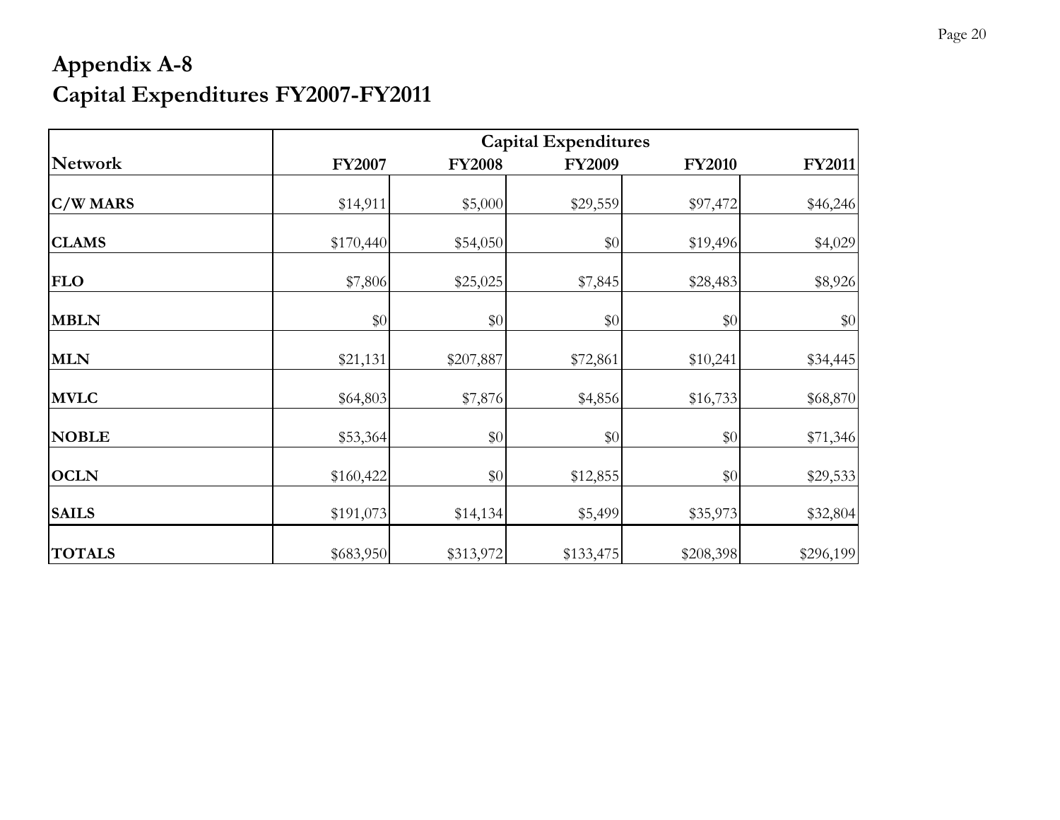# Appendix A-8
# Capital Expenditures FY2007-FY2011

| | Capital Expenditures | | | | |
|---|---|---|---|---|---|
| **Network** | **FY2007** | **FY2008** | **FY2009** | **FY2010** | **FY2011** |
| **C/W MARS** | $14,911 | $5,000 | $29,559 | $97,472 | $46,246 |
| **CLAMS** | $170,440 | $54,050 | $0 | $19,496 | $4,029 |
| **FLO** | $7,806 | $25,025 | $7,845 | $28,483 | $8,926 |
| **MBLN** | $0 | $0 | $0 | $0 | $0 |
| **MLN** | $21,131 | $207,887 | $72,861 | $10,241 | $34,445 |
| **MVLC** | $64,803 | $7,876 | $4,856 | $16,733 | $68,870 |
| **NOBLE** | $53,364 | $0 | $0 | $0 | $71,346 |
| **OCLN** | $160,422 | $0 | $12,855 | $0 | $29,533 |
| **SAILS** | $191,073 | $14,134 | $5,499 | $35,973 | $32,804 |
| **TOTALS** | $683,950 | $313,972 | $133,475 | $208,398 | $296,199 |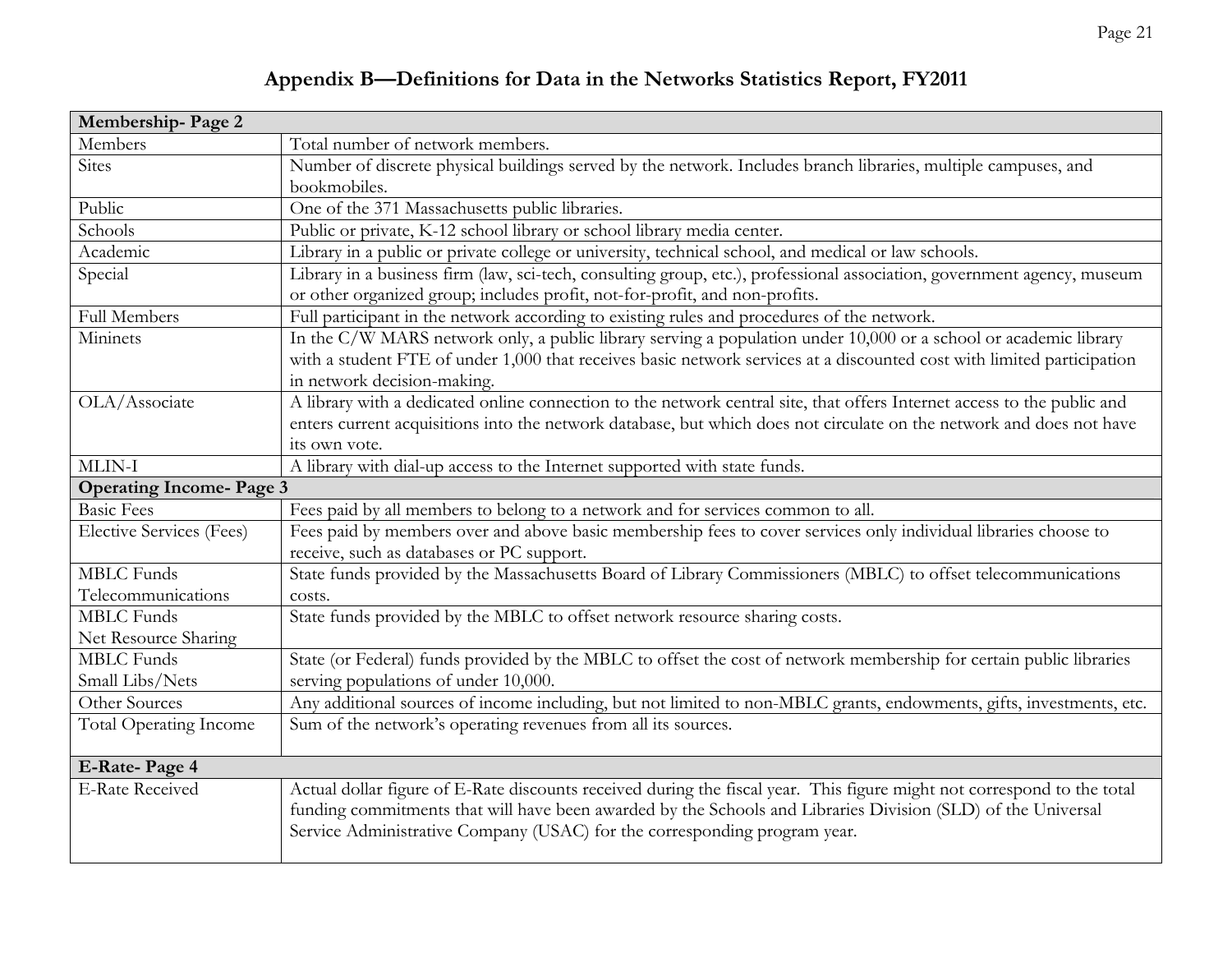## Appendix B—Definitions for Data in the Networks Statistics Report, FY2011

| **Membership- Page 2** | |
|---|---|
| Members | Total number of network members. |
| Sites | Number of discrete physical buildings served by the network. Includes branch libraries, multiple campuses, and bookmobiles. |
| Public | One of the 371 Massachusetts public libraries. |
| Schools | Public or private, K-12 school library or school library media center. |
| Academic | Library in a public or private college or university, technical school, and medical or law schools. |
| Special | Library in a business firm (law, sci-tech, consulting group, etc.), professional association, government agency, museum or other organized group; includes profit, not-for-profit, and non-profits. |
| Full Members | Full participant in the network according to existing rules and procedures of the network. |
| Mininets | In the C/W MARS network only, a public library serving a population under 10,000 or a school or academic library with a student FTE of under 1,000 that receives basic network services at a discounted cost with limited participation in network decision-making. |
| OLA/Associate | A library with a dedicated online connection to the network central site, that offers Internet access to the public and enters current acquisitions into the network database, but which does not circulate on the network and does not have its own vote. |
| MLIN-I | A library with dial-up access to the Internet supported with state funds. |
| **Operating Income- Page 3** | |
| Basic Fees | Fees paid by all members to belong to a network and for services common to all. |
| Elective Services (Fees) | Fees paid by members over and above basic membership fees to cover services only individual libraries choose to receive, such as databases or PC support. |
| MBLC Funds Telecommunications | State funds provided by the Massachusetts Board of Library Commissioners (MBLC) to offset telecommunications costs. |
| MBLC Funds Net Resource Sharing | State funds provided by the MBLC to offset network resource sharing costs. |
| MBLC Funds Small Libs/Nets | State (or Federal) funds provided by the MBLC to offset the cost of network membership for certain public libraries serving populations of under 10,000. |
| Other Sources | Any additional sources of income including, but not limited to non-MBLC grants, endowments, gifts, investments, etc. |
| Total Operating Income | Sum of the network's operating revenues from all its sources. |
| **E-Rate- Page 4** | |
| E-Rate Received | Actual dollar figure of E-Rate discounts received during the fiscal year. This figure might not correspond to the total funding commitments that will have been awarded by the Schools and Libraries Division (SLD) of the Universal Service Administrative Company (USAC) for the corresponding program year. |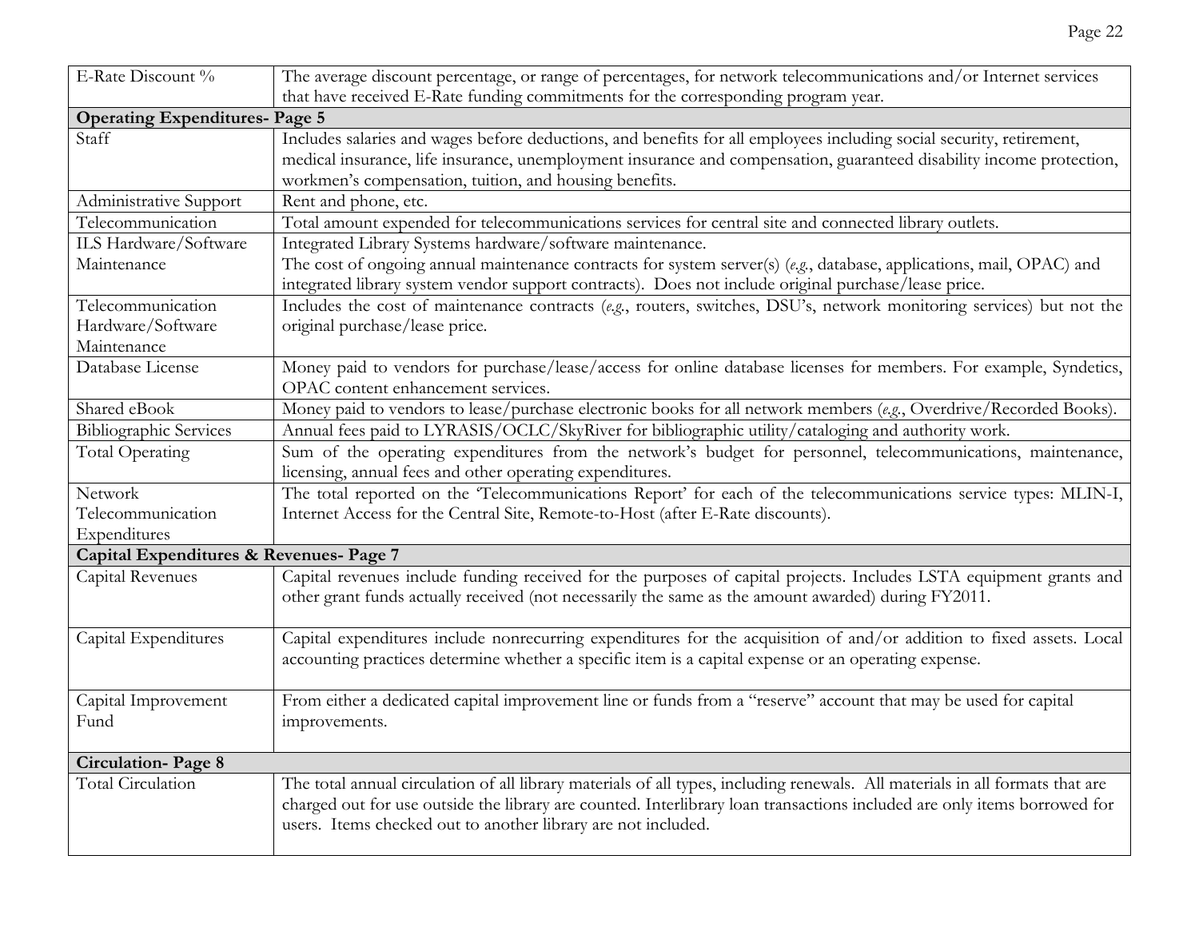| | |
|---|---|
| E-Rate Discount % | The average discount percentage, or range of percentages, for network telecommunications and/or Internet services that have received E-Rate funding commitments for the corresponding program year. |
| **Operating Expenditures- Page 5** | |
| Staff | Includes salaries and wages before deductions, and benefits for all employees including social security, retirement, medical insurance, life insurance, unemployment insurance and compensation, guaranteed disability income protection, workmen's compensation, tuition, and housing benefits. |
| Administrative Support | Rent and phone, etc. |
| Telecommunication | Total amount expended for telecommunications services for central site and connected library outlets. |
| ILS Hardware/Software Maintenance | Integrated Library Systems hardware/software maintenance. The cost of ongoing annual maintenance contracts for system server(s) (*e.g.*, database, applications, mail, OPAC) and integrated library system vendor support contracts). Does not include original purchase/lease price. |
| Telecommunication Hardware/Software Maintenance | Includes the cost of maintenance contracts (*e.g.*, routers, switches, DSU's, network monitoring services) but not the original purchase/lease price. |
| Database License | Money paid to vendors for purchase/lease/access for online database licenses for members. For example, Syndetics, OPAC content enhancement services. |
| Shared eBook | Money paid to vendors to lease/purchase electronic books for all network members (*e.g.*, Overdrive/Recorded Books). |
| Bibliographic Services | Annual fees paid to LYRASIS/OCLC/SkyRiver for bibliographic utility/cataloging and authority work. |
| Total Operating | Sum of the operating expenditures from the network's budget for personnel, telecommunications, maintenance, licensing, annual fees and other operating expenditures. |
| Network Telecommunication Expenditures | The total reported on the 'Telecommunications Report' for each of the telecommunications service types: MLIN-I, Internet Access for the Central Site, Remote-to-Host (after E-Rate discounts). |
| **Capital Expenditures & Revenues- Page 7** | |
| Capital Revenues | Capital revenues include funding received for the purposes of capital projects. Includes LSTA equipment grants and other grant funds actually received (not necessarily the same as the amount awarded) during FY2011. |
| Capital Expenditures | Capital expenditures include nonrecurring expenditures for the acquisition of and/or addition to fixed assets. Local accounting practices determine whether a specific item is a capital expense or an operating expense. |
| Capital Improvement Fund | From either a dedicated capital improvement line or funds from a "reserve" account that may be used for capital improvements. |
| **Circulation- Page 8** | |
| Total Circulation | The total annual circulation of all library materials of all types, including renewals. All materials in all formats that are charged out for use outside the library are counted. Interlibrary loan transactions included are only items borrowed for users. Items checked out to another library are not included. |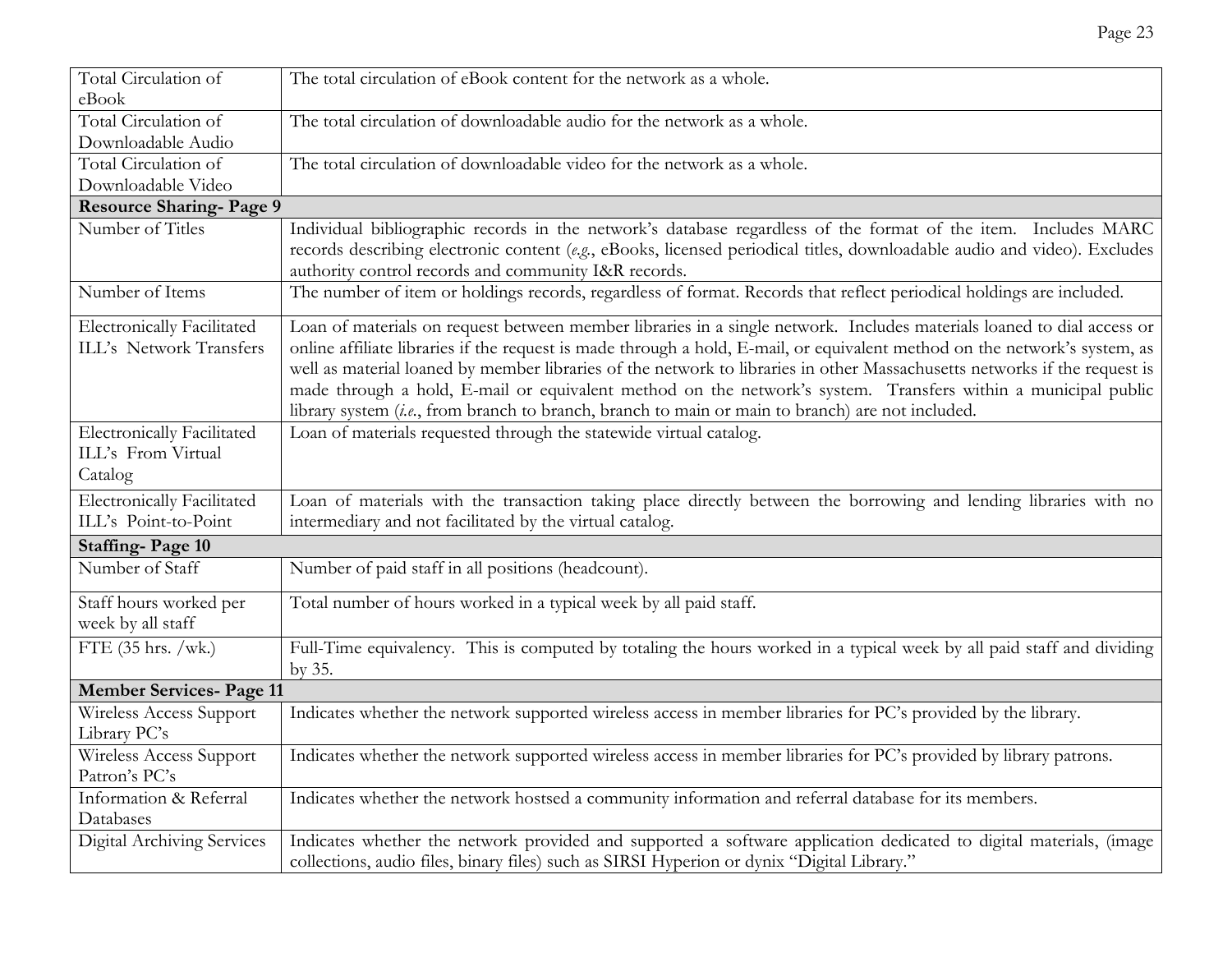| Total Circulation of eBook | The total circulation of eBook content for the network as a whole. |
|---|---|
| Total Circulation of Downloadable Audio | The total circulation of downloadable audio for the network as a whole. |
| Total Circulation of Downloadable Video | The total circulation of downloadable video for the network as a whole. |
| **Resource Sharing- Page 9** | |
| Number of Titles | Individual bibliographic records in the network's database regardless of the format of the item. Includes MARC records describing electronic content (*e.g.*, eBooks, licensed periodical titles, downloadable audio and video). Excludes authority control records and community I&R records. |
| Number of Items | The number of item or holdings records, regardless of format. Records that reflect periodical holdings are included. |
| Electronically Facilitated ILL's Network Transfers | Loan of materials on request between member libraries in a single network. Includes materials loaned to dial access or online affiliate libraries if the request is made through a hold, E-mail, or equivalent method on the network's system, as well as material loaned by member libraries of the network to libraries in other Massachusetts networks if the request is made through a hold, E-mail or equivalent method on the network's system. Transfers within a municipal public library system (*i.e.*, from branch to branch, branch to main or main to branch) are not included. |
| Electronically Facilitated ILL's From Virtual Catalog | Loan of materials requested through the statewide virtual catalog. |
| Electronically Facilitated ILL's Point-to-Point | Loan of materials with the transaction taking place directly between the borrowing and lending libraries with no intermediary and not facilitated by the virtual catalog. |
| **Staffing- Page 10** | |
| Number of Staff | Number of paid staff in all positions (headcount). |
| Staff hours worked per week by all staff | Total number of hours worked in a typical week by all paid staff. |
| FTE (35 hrs. /wk.) | Full-Time equivalency. This is computed by totaling the hours worked in a typical week by all paid staff and dividing by 35. |
| **Member Services- Page 11** | |
| Wireless Access Support Library PC's | Indicates whether the network supported wireless access in member libraries for PC's provided by the library. |
| Wireless Access Support Patron's PC's | Indicates whether the network supported wireless access in member libraries for PC's provided by library patrons. |
| Information & Referral Databases | Indicates whether the network hostsed a community information and referral database for its members. |
| Digital Archiving Services | Indicates whether the network provided and supported a software application dedicated to digital materials, (image collections, audio files, binary files) such as SIRSI Hyperion or dynix "Digital Library." |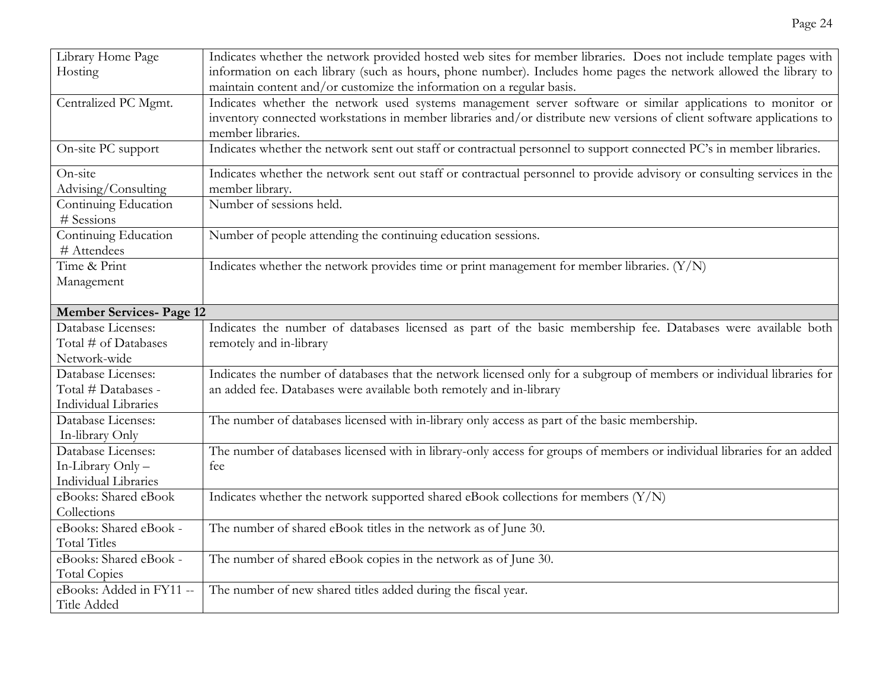| | |
|---|---|
| Library Home Page Hosting | Indicates whether the network provided hosted web sites for member libraries. Does not include template pages with information on each library (such as hours, phone number). Includes home pages the network allowed the library to maintain content and/or customize the information on a regular basis. |
| Centralized PC Mgmt. | Indicates whether the network used systems management server software or similar applications to monitor or inventory connected workstations in member libraries and/or distribute new versions of client software applications to member libraries. |
| On-site PC support | Indicates whether the network sent out staff or contractual personnel to support connected PC's in member libraries. |
| On-site Advising/Consulting | Indicates whether the network sent out staff or contractual personnel to provide advisory or consulting services in the member library. |
| Continuing Education # Sessions | Number of sessions held. |
| Continuing Education # Attendees | Number of people attending the continuing education sessions. |
| Time & Print Management | Indicates whether the network provides time or print management for member libraries. (Y/N) |
| **Member Services- Page 12** | |
| Database Licenses: Total # of Databases Network-wide | Indicates the number of databases licensed as part of the basic membership fee. Databases were available both remotely and in-library |
| Database Licenses: Total # Databases - Individual Libraries | Indicates the number of databases that the network licensed only for a subgroup of members or individual libraries for an added fee. Databases were available both remotely and in-library |
| Database Licenses: In-library Only | The number of databases licensed with in-library only access as part of the basic membership. |
| Database Licenses: In-Library Only – Individual Libraries | The number of databases licensed with in library-only access for groups of members or individual libraries for an added fee |
| eBooks: Shared eBook Collections | Indicates whether the network supported shared eBook collections for members (Y/N) |
| eBooks: Shared eBook - Total Titles | The number of shared eBook titles in the network as of June 30. |
| eBooks: Shared eBook - Total Copies | The number of shared eBook copies in the network as of June 30. |
| eBooks: Added in FY11 -- Title Added | The number of new shared titles added during the fiscal year. |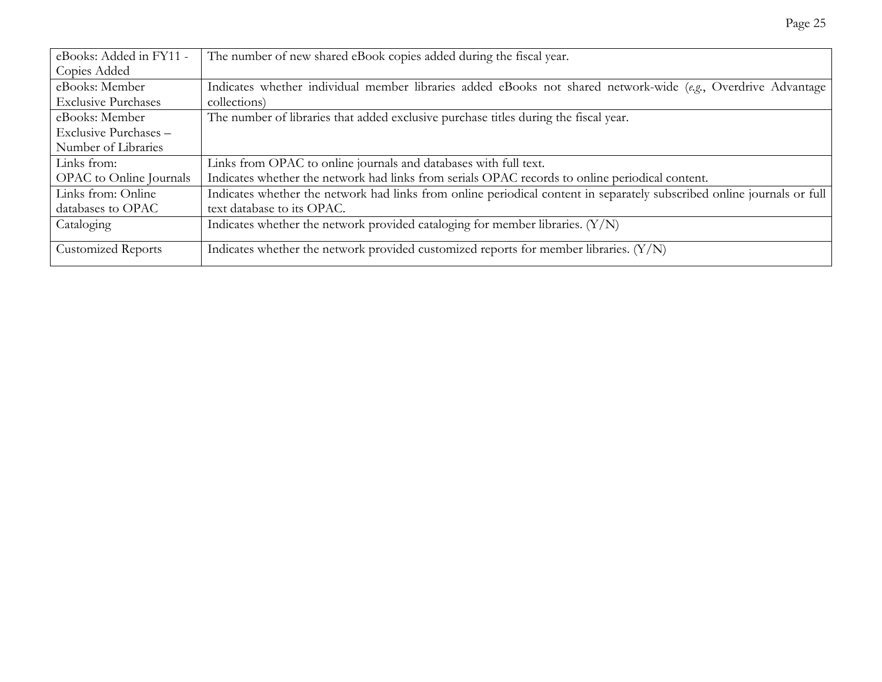| eBooks: Added in FY11 - Copies Added | The number of new shared eBook copies added during the fiscal year. |
|---|---|
| eBooks: Member Exclusive Purchases | Indicates whether individual member libraries added eBooks not shared network-wide (*e.g.*, Overdrive Advantage collections) |
| eBooks: Member Exclusive Purchases – Number of Libraries | The number of libraries that added exclusive purchase titles during the fiscal year. |
| Links from: OPAC to Online Journals | Links from OPAC to online journals and databases with full text. Indicates whether the network had links from serials OPAC records to online periodical content. |
| Links from: Online databases to OPAC | Indicates whether the network had links from online periodical content in separately subscribed online journals or full text database to its OPAC. |
| Cataloging | Indicates whether the network provided cataloging for member libraries. (Y/N) |
| Customized Reports | Indicates whether the network provided customized reports for member libraries. (Y/N) |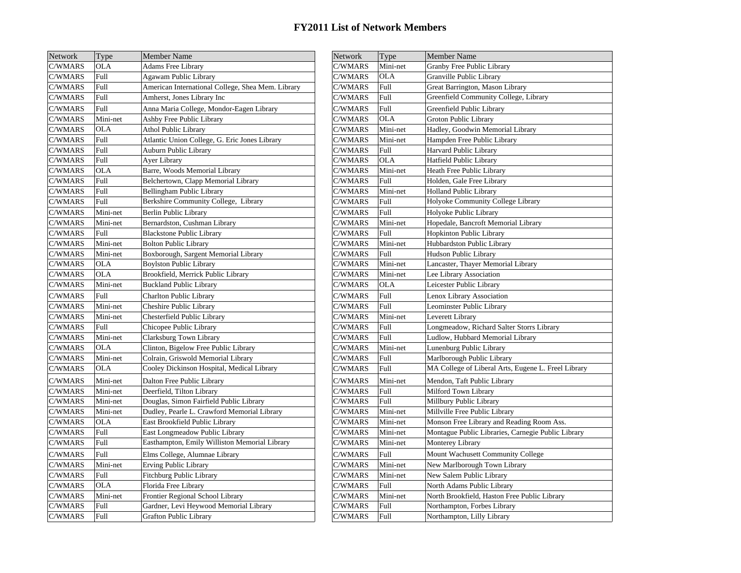# FY2011 List of Network Members

| Network | Type | Member Name |
|---|---|---|
| C/WMARS | OLA | Adams Free Library |
| C/WMARS | Full | Agawam Public Library |
| C/WMARS | Full | American International College, Shea Mem. Library |
| C/WMARS | Full | Amherst, Jones Library Inc |
| C/WMARS | Full | Anna Maria College, Mondor-Eagen Library |
| C/WMARS | Mini-net | Ashby Free Public Library |
| C/WMARS | OLA | Athol Public Library |
| C/WMARS | Full | Atlantic Union College, G. Eric Jones Library |
| C/WMARS | Full | Auburn Public Library |
| C/WMARS | Full | Ayer Library |
| C/WMARS | OLA | Barre, Woods Memorial Library |
| C/WMARS | Full | Belchertown, Clapp Memorial Library |
| C/WMARS | Full | Bellingham Public Library |
| C/WMARS | Full | Berkshire Community College, Library |
| C/WMARS | Mini-net | Berlin Public Library |
| C/WMARS | Mini-net | Bernardston, Cushman Library |
| C/WMARS | Full | Blackstone Public Library |
| C/WMARS | Mini-net | Bolton Public Library |
| C/WMARS | Mini-net | Boxborough, Sargent Memorial Library |
| C/WMARS | OLA | Boylston Public Library |
| C/WMARS | OLA | Brookfield, Merrick Public Library |
| C/WMARS | Mini-net | Buckland Public Library |
| C/WMARS | Full | Charlton Public Library |
| C/WMARS | Mini-net | Cheshire Public Library |
| C/WMARS | Mini-net | Chesterfield Public Library |
| C/WMARS | Full | Chicopee Public Library |
| C/WMARS | Mini-net | Clarksburg Town Library |
| C/WMARS | OLA | Clinton, Bigelow Free Public Library |
| C/WMARS | Mini-net | Colrain, Griswold Memorial Library |
| C/WMARS | OLA | Cooley Dickinson Hospital, Medical Library |
| C/WMARS | Mini-net | Dalton Free Public Library |
| C/WMARS | Mini-net | Deerfield, Tilton Library |
| C/WMARS | Mini-net | Douglas, Simon Fairfield Public Library |
| C/WMARS | Mini-net | Dudley, Pearle L. Crawford Memorial Library |
| C/WMARS | OLA | East Brookfield Public Library |
| C/WMARS | Full | East Longmeadow Public Library |
| C/WMARS | Full | Easthampton, Emily Williston Memorial Library |
| C/WMARS | Full | Elms College, Alumnae Library |
| C/WMARS | Mini-net | Erving Public Library |
| C/WMARS | Full | Fitchburg Public Library |
| C/WMARS | OLA | Florida Free Library |
| C/WMARS | Mini-net | Frontier Regional School Library |
| C/WMARS | Full | Gardner, Levi Heywood Memorial Library |
| C/WMARS | Full | Grafton Public Library |
| C/WMARS | Mini-net | Granby Free Public Library |
| C/WMARS | OLA | Granville Public Library |
| C/WMARS | Full | Great Barrington, Mason Library |
| C/WMARS | Full | Greenfield Community College, Library |
| C/WMARS | Full | Greenfield Public Library |
| C/WMARS | OLA | Groton Public Library |
| C/WMARS | Mini-net | Hadley, Goodwin Memorial Library |
| C/WMARS | Mini-net | Hampden Free Public Library |
| C/WMARS | Full | Harvard Public Library |
| C/WMARS | OLA | Hatfield Public Library |
| C/WMARS | Mini-net | Heath Free Public Library |
| C/WMARS | Full | Holden, Gale Free Library |
| C/WMARS | Mini-net | Holland Public Library |
| C/WMARS | Full | Holyoke Community College Library |
| C/WMARS | Full | Holyoke Public Library |
| C/WMARS | Mini-net | Hopedale, Bancroft Memorial Library |
| C/WMARS | Full | Hopkinton Public Library |
| C/WMARS | Mini-net | Hubbardston Public Library |
| C/WMARS | Full | Hudson Public Library |
| C/WMARS | Mini-net | Lancaster, Thayer Memorial Library |
| C/WMARS | Mini-net | Lee Library Association |
| C/WMARS | OLA | Leicester Public Library |
| C/WMARS | Full | Lenox Library Association |
| C/WMARS | Full | Leominster Public Library |
| C/WMARS | Mini-net | Leverett Library |
| C/WMARS | Full | Longmeadow, Richard Salter Storrs Library |
| C/WMARS | Full | Ludlow, Hubbard Memorial Library |
| C/WMARS | Mini-net | Lunenburg Public Library |
| C/WMARS | Full | Marlborough Public Library |
| C/WMARS | Full | MA College of Liberal Arts, Eugene L. Freel Library |
| C/WMARS | Mini-net | Mendon, Taft Public Library |
| C/WMARS | Full | Milford Town Library |
| C/WMARS | Full | Millbury Public Library |
| C/WMARS | Mini-net | Millville Free Public Library |
| C/WMARS | Mini-net | Monson Free Library and Reading Room Ass. |
| C/WMARS | Mini-net | Montague Public Libraries, Carnegie Public Library |
| C/WMARS | Mini-net | Monterey Library |
| C/WMARS | Full | Mount Wachusett Community College |
| C/WMARS | Mini-net | New Marlborough Town Library |
| C/WMARS | Mini-net | New Salem Public Library |
| C/WMARS | Full | North Adams Public Library |
| C/WMARS | Mini-net | North Brookfield, Haston Free Public Library |
| C/WMARS | Full | Northampton, Forbes Library |
| C/WMARS | Full | Northampton, Lilly Library |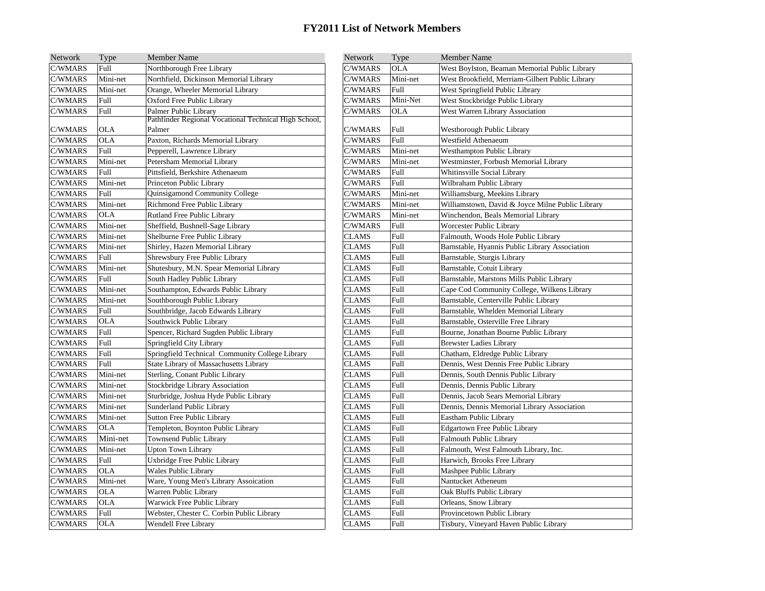# FY2011 List of Network Members

| Network | Type | Member Name |
|---|---|---|
| C/WMARS | Full | Northborough Free Library |
| C/WMARS | Mini-net | Northfield, Dickinson Memorial Library |
| C/WMARS | Mini-net | Orange, Wheeler Memorial Library |
| C/WMARS | Full | Oxford Free Public Library |
| C/WMARS | Full | Palmer Public Library |
| C/WMARS | OLA | Pathfinder Regional Vocational Technical High School, Palmer |
| C/WMARS | OLA | Paxton, Richards Memorial Library |
| C/WMARS | Full | Pepperell, Lawrence Library |
| C/WMARS | Mini-net | Petersham Memorial Library |
| C/WMARS | Full | Pittsfield, Berkshire Athenaeum |
| C/WMARS | Mini-net | Princeton Public Library |
| C/WMARS | Full | Quinsigamond Community College |
| C/WMARS | Mini-net | Richmond Free Public Library |
| C/WMARS | OLA | Rutland Free Public Library |
| C/WMARS | Mini-net | Sheffield, Bushnell-Sage Library |
| C/WMARS | Mini-net | Shelburne Free Public Library |
| C/WMARS | Mini-net | Shirley, Hazen Memorial Library |
| C/WMARS | Full | Shrewsbury Free Public Library |
| C/WMARS | Mini-net | Shutesbury, M.N. Spear Memorial Library |
| C/WMARS | Full | South Hadley Public Library |
| C/WMARS | Mini-net | Southampton, Edwards Public Library |
| C/WMARS | Mini-net | Southborough Public Library |
| C/WMARS | Full | Southbridge, Jacob Edwards Library |
| C/WMARS | OLA | Southwick Public Library |
| C/WMARS | Full | Spencer, Richard Sugden Public Library |
| C/WMARS | Full | Springfield City Library |
| C/WMARS | Full | Springfield Technical Community College Library |
| C/WMARS | Full | State Library of Massachusetts Library |
| C/WMARS | Mini-net | Sterling, Conant Public Library |
| C/WMARS | Mini-net | Stockbridge Library Association |
| C/WMARS | Mini-net | Sturbridge, Joshua Hyde Public Library |
| C/WMARS | Mini-net | Sunderland Public Library |
| C/WMARS | Mini-net | Sutton Free Public Library |
| C/WMARS | OLA | Templeton, Boynton Public Library |
| C/WMARS | Mini-net | Townsend Public Library |
| C/WMARS | Mini-net | Upton Town Library |
| C/WMARS | Full | Uxbridge Free Public Library |
| C/WMARS | OLA | Wales Public Library |
| C/WMARS | Mini-net | Ware, Young Men's Library Assoication |
| C/WMARS | OLA | Warren Public Library |
| C/WMARS | OLA | Warwick Free Public Library |
| C/WMARS | Full | Webster, Chester C. Corbin Public Library |
| C/WMARS | OLA | Wendell Free Library |
| C/WMARS | OLA | West Boylston, Beaman Memorial Public Library |
| C/WMARS | Mini-net | West Brookfield, Merriam-Gilbert Public Library |
| C/WMARS | Full | West Springfield Public Library |
| C/WMARS | Mini-Net | West Stockbridge Public Library |
| C/WMARS | OLA | West Warren Library Association |
| C/WMARS | Full | Westborough Public Library |
| C/WMARS | Full | Westfield Athenaeum |
| C/WMARS | Mini-net | Westhampton Public Library |
| C/WMARS | Mini-net | Westminster, Forbush Memorial Library |
| C/WMARS | Full | Whitinsville Social Library |
| C/WMARS | Full | Wilbraham Public Library |
| C/WMARS | Mini-net | Williamsburg, Meekins Library |
| C/WMARS | Mini-net | Williamstown, David & Joyce Milne Public Library |
| C/WMARS | Mini-net | Winchendon, Beals Memorial Library |
| C/WMARS | Full | Worcester Public Library |
| CLAMS | Full | Falmouth, Woods Hole Public Library |
| CLAMS | Full | Barnstable, Hyannis Public Library Association |
| CLAMS | Full | Barnstable, Sturgis Library |
| CLAMS | Full | Barnstable, Cotuit Library |
| CLAMS | Full | Barnstable, Marstons Mills Public Library |
| CLAMS | Full | Cape Cod Community College, Wilkens Library |
| CLAMS | Full | Barnstable, Centerville Public Library |
| CLAMS | Full | Barnstable, Whelden Memorial Library |
| CLAMS | Full | Barnstable, Osterville Free Library |
| CLAMS | Full | Bourne, Jonathan Bourne Public Library |
| CLAMS | Full | Brewster Ladies Library |
| CLAMS | Full | Chatham, Eldredge Public Library |
| CLAMS | Full | Dennis, West Dennis Free Public Library |
| CLAMS | Full | Dennis, South Dennis Public Library |
| CLAMS | Full | Dennis, Dennis Public Library |
| CLAMS | Full | Dennis, Jacob Sears Memorial Library |
| CLAMS | Full | Dennis, Dennis Memorial Library Association |
| CLAMS | Full | Eastham Public Library |
| CLAMS | Full | Edgartown Free Public Library |
| CLAMS | Full | Falmouth Public Library |
| CLAMS | Full | Falmouth, West Falmouth Library, Inc. |
| CLAMS | Full | Harwich, Brooks Free Library |
| CLAMS | Full | Mashpee Public Library |
| CLAMS | Full | Nantucket Atheneum |
| CLAMS | Full | Oak Bluffs Public Library |
| CLAMS | Full | Orleans, Snow Library |
| CLAMS | Full | Provincetown Public Library |
| CLAMS | Full | Tisbury, Vineyard Haven Public Library |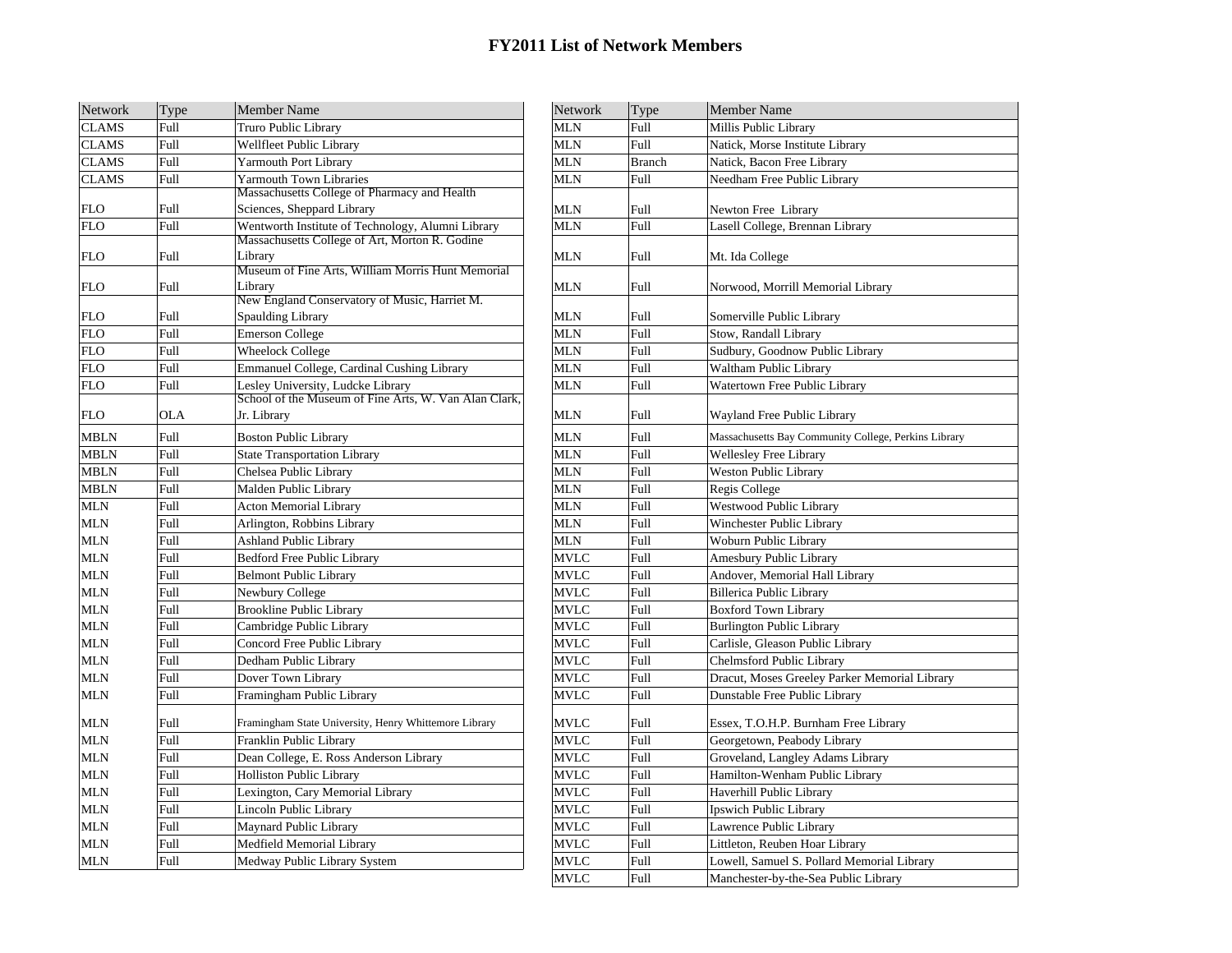# FY2011 List of Network Members

| Network | Type | Member Name |
|---|---|---|
| CLAMS | Full | Truro Public Library |
| CLAMS | Full | Wellfleet Public Library |
| CLAMS | Full | Yarmouth Port Library |
| CLAMS | Full | Yarmouth Town Libraries |
| FLO | Full | Massachusetts College of Pharmacy and Health Sciences, Sheppard Library |
| FLO | Full | Wentworth Institute of Technology, Alumni Library |
| FLO | Full | Massachusetts College of Art, Morton R. Godine Library |
| FLO | Full | Museum of Fine Arts, William Morris Hunt Memorial Library |
| FLO | Full | New England Conservatory of Music, Harriet M. Spaulding Library |
| FLO | Full | Emerson College |
| FLO | Full | Wheelock College |
| FLO | Full | Emmanuel College, Cardinal Cushing Library |
| FLO | Full | Lesley University, Ludcke Library |
| FLO | OLA | School of the Museum of Fine Arts, W. Van Alan Clark, Jr. Library |
| MBLN | Full | Boston Public Library |
| MBLN | Full | State Transportation Library |
| MBLN | Full | Chelsea Public Library |
| MBLN | Full | Malden Public Library |
| MLN | Full | Acton Memorial Library |
| MLN | Full | Arlington, Robbins Library |
| MLN | Full | Ashland Public Library |
| MLN | Full | Bedford Free Public Library |
| MLN | Full | Belmont Public Library |
| MLN | Full | Newbury College |
| MLN | Full | Brookline Public Library |
| MLN | Full | Cambridge Public Library |
| MLN | Full | Concord Free Public Library |
| MLN | Full | Dedham Public Library |
| MLN | Full | Dover Town Library |
| MLN | Full | Framingham Public Library |
| MLN | Full | Framingham State University, Henry Whittemore Library |
| MLN | Full | Franklin Public Library |
| MLN | Full | Dean College, E. Ross Anderson Library |
| MLN | Full | Holliston Public Library |
| MLN | Full | Lexington, Cary Memorial Library |
| MLN | Full | Lincoln Public Library |
| MLN | Full | Maynard Public Library |
| MLN | Full | Medfield Memorial Library |
| MLN | Full | Medway Public Library System |
| MLN | Full | Millis Public Library |
| MLN | Full | Natick, Morse Institute Library |
| MLN | Branch | Natick, Bacon Free Library |
| MLN | Full | Needham Free Public Library |
| MLN | Full | Newton Free Library |
| MLN | Full | Lasell College, Brennan Library |
| MLN | Full | Mt. Ida College |
| MLN | Full | Norwood, Morrill Memorial Library |
| MLN | Full | Somerville Public Library |
| MLN | Full | Stow, Randall Library |
| MLN | Full | Sudbury, Goodnow Public Library |
| MLN | Full | Waltham Public Library |
| MLN | Full | Watertown Free Public Library |
| MLN | Full | Wayland Free Public Library |
| MLN | Full | Massachusetts Bay Community College, Perkins Library |
| MLN | Full | Wellesley Free Library |
| MLN | Full | Weston Public Library |
| MLN | Full | Regis College |
| MLN | Full | Westwood Public Library |
| MLN | Full | Winchester Public Library |
| MLN | Full | Woburn Public Library |
| MVLC | Full | Amesbury Public Library |
| MVLC | Full | Andover, Memorial Hall Library |
| MVLC | Full | Billerica Public Library |
| MVLC | Full | Boxford Town Library |
| MVLC | Full | Burlington Public Library |
| MVLC | Full | Carlisle, Gleason Public Library |
| MVLC | Full | Chelmsford Public Library |
| MVLC | Full | Dracut, Moses Greeley Parker Memorial Library |
| MVLC | Full | Dunstable Free Public Library |
| MVLC | Full | Essex, T.O.H.P. Burnham Free Library |
| MVLC | Full | Georgetown, Peabody Library |
| MVLC | Full | Groveland, Langley Adams Library |
| MVLC | Full | Hamilton-Wenham Public Library |
| MVLC | Full | Haverhill Public Library |
| MVLC | Full | Ipswich Public Library |
| MVLC | Full | Lawrence Public Library |
| MVLC | Full | Littleton, Reuben Hoar Library |
| MVLC | Full | Lowell, Samuel S. Pollard Memorial Library |
| MVLC | Full | Manchester-by-the-Sea Public Library |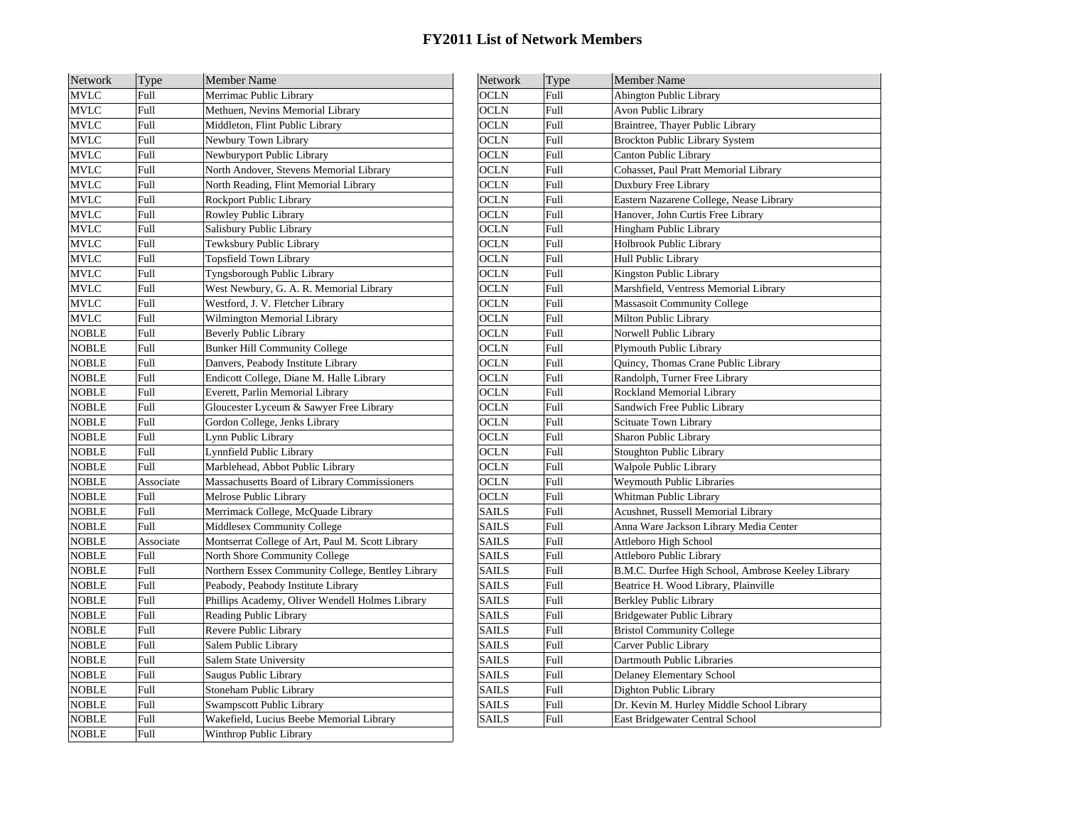# FY2011 List of Network Members

| Network | Type | Member Name |
|---|---|---|
| MVLC | Full | Merrimac Public Library |
| MVLC | Full | Methuen, Nevins Memorial Library |
| MVLC | Full | Middleton, Flint Public Library |
| MVLC | Full | Newbury Town Library |
| MVLC | Full | Newburyport Public Library |
| MVLC | Full | North Andover, Stevens Memorial Library |
| MVLC | Full | North Reading, Flint Memorial Library |
| MVLC | Full | Rockport Public Library |
| MVLC | Full | Rowley Public Library |
| MVLC | Full | Salisbury Public Library |
| MVLC | Full | Tewksbury Public Library |
| MVLC | Full | Topsfield Town Library |
| MVLC | Full | Tyngsborough Public Library |
| MVLC | Full | West Newbury, G. A. R. Memorial Library |
| MVLC | Full | Westford, J. V. Fletcher Library |
| MVLC | Full | Wilmington Memorial Library |
| NOBLE | Full | Beverly Public Library |
| NOBLE | Full | Bunker Hill Community College |
| NOBLE | Full | Danvers, Peabody Institute Library |
| NOBLE | Full | Endicott College, Diane M. Halle Library |
| NOBLE | Full | Everett, Parlin Memorial Library |
| NOBLE | Full | Gloucester Lyceum & Sawyer Free Library |
| NOBLE | Full | Gordon College, Jenks Library |
| NOBLE | Full | Lynn Public Library |
| NOBLE | Full | Lynnfield Public Library |
| NOBLE | Full | Marblehead, Abbot Public Library |
| NOBLE | Associate | Massachusetts Board of Library Commissioners |
| NOBLE | Full | Melrose Public Library |
| NOBLE | Full | Merrimack College, McQuade Library |
| NOBLE | Full | Middlesex Community College |
| NOBLE | Associate | Montserrat College of Art, Paul M. Scott Library |
| NOBLE | Full | North Shore Community College |
| NOBLE | Full | Northern Essex Community College, Bentley Library |
| NOBLE | Full | Peabody, Peabody Institute Library |
| NOBLE | Full | Phillips Academy, Oliver Wendell Holmes Library |
| NOBLE | Full | Reading Public Library |
| NOBLE | Full | Revere Public Library |
| NOBLE | Full | Salem Public Library |
| NOBLE | Full | Salem State University |
| NOBLE | Full | Saugus Public Library |
| NOBLE | Full | Stoneham Public Library |
| NOBLE | Full | Swampscott Public Library |
| NOBLE | Full | Wakefield, Lucius Beebe Memorial Library |
| NOBLE | Full | Winthrop Public Library |
| OCLN | Full | Abington Public Library |
| OCLN | Full | Avon Public Library |
| OCLN | Full | Braintree, Thayer Public Library |
| OCLN | Full | Brockton Public Library System |
| OCLN | Full | Canton Public Library |
| OCLN | Full | Cohasset, Paul Pratt Memorial Library |
| OCLN | Full | Duxbury Free Library |
| OCLN | Full | Eastern Nazarene College, Nease Library |
| OCLN | Full | Hanover, John Curtis Free Library |
| OCLN | Full | Hingham Public Library |
| OCLN | Full | Holbrook Public Library |
| OCLN | Full | Hull Public Library |
| OCLN | Full | Kingston Public Library |
| OCLN | Full | Marshfield, Ventress Memorial Library |
| OCLN | Full | Massasoit Community College |
| OCLN | Full | Milton Public Library |
| OCLN | Full | Norwell Public Library |
| OCLN | Full | Plymouth Public Library |
| OCLN | Full | Quincy, Thomas Crane Public Library |
| OCLN | Full | Randolph, Turner Free Library |
| OCLN | Full | Rockland Memorial Library |
| OCLN | Full | Sandwich Free Public Library |
| OCLN | Full | Scituate Town Library |
| OCLN | Full | Sharon Public Library |
| OCLN | Full | Stoughton Public Library |
| OCLN | Full | Walpole Public Library |
| OCLN | Full | Weymouth Public Libraries |
| OCLN | Full | Whitman Public Library |
| SAILS | Full | Acushnet, Russell Memorial Library |
| SAILS | Full | Anna Ware Jackson Library Media Center |
| SAILS | Full | Attleboro High School |
| SAILS | Full | Attleboro Public Library |
| SAILS | Full | B.M.C. Durfee High School, Ambrose Keeley Library |
| SAILS | Full | Beatrice H. Wood Library, Plainville |
| SAILS | Full | Berkley Public Library |
| SAILS | Full | Bridgewater Public Library |
| SAILS | Full | Bristol Community College |
| SAILS | Full | Carver Public Library |
| SAILS | Full | Dartmouth Public Libraries |
| SAILS | Full | Delaney Elementary School |
| SAILS | Full | Dighton Public Library |
| SAILS | Full | Dr. Kevin M. Hurley Middle School Library |
| SAILS | Full | East Bridgewater Central School |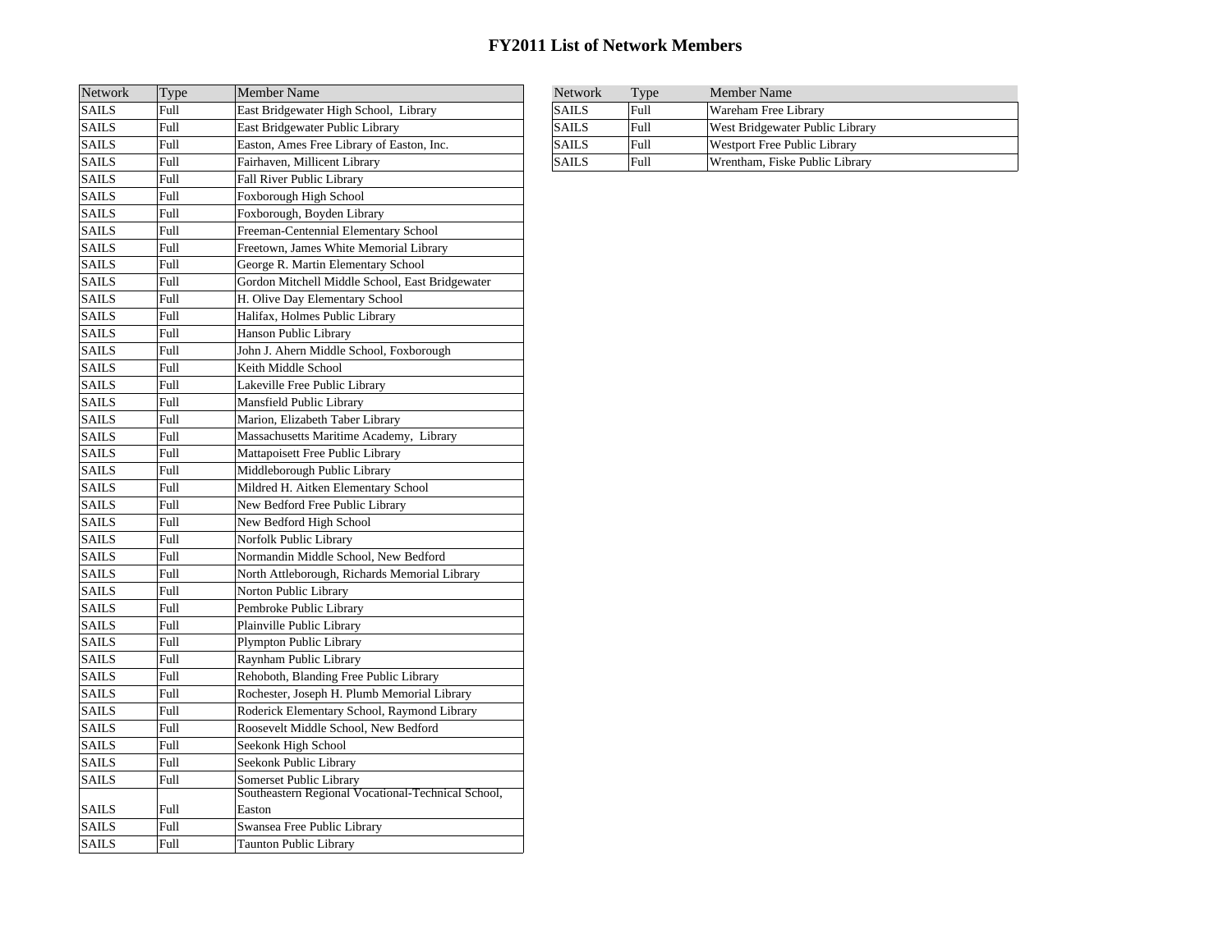# FY2011 List of Network Members

| Network | Type | Member Name |
|---|---|---|
| SAILS | Full | East Bridgewater High School, Library |
| SAILS | Full | East Bridgewater Public Library |
| SAILS | Full | Easton, Ames Free Library of Easton, Inc. |
| SAILS | Full | Fairhaven, Millicent Library |
| SAILS | Full | Fall River Public Library |
| SAILS | Full | Foxborough High School |
| SAILS | Full | Foxborough, Boyden Library |
| SAILS | Full | Freeman-Centennial Elementary School |
| SAILS | Full | Freetown, James White Memorial Library |
| SAILS | Full | George R. Martin Elementary School |
| SAILS | Full | Gordon Mitchell Middle School, East Bridgewater |
| SAILS | Full | H. Olive Day Elementary School |
| SAILS | Full | Halifax, Holmes Public Library |
| SAILS | Full | Hanson Public Library |
| SAILS | Full | John J. Ahern Middle School, Foxborough |
| SAILS | Full | Keith Middle School |
| SAILS | Full | Lakeville Free Public Library |
| SAILS | Full | Mansfield Public Library |
| SAILS | Full | Marion, Elizabeth Taber Library |
| SAILS | Full | Massachusetts Maritime Academy, Library |
| SAILS | Full | Mattapoisett Free Public Library |
| SAILS | Full | Middleborough Public Library |
| SAILS | Full | Mildred H. Aitken Elementary School |
| SAILS | Full | New Bedford Free Public Library |
| SAILS | Full | New Bedford High School |
| SAILS | Full | Norfolk Public Library |
| SAILS | Full | Normandin Middle School, New Bedford |
| SAILS | Full | North Attleborough, Richards Memorial Library |
| SAILS | Full | Norton Public Library |
| SAILS | Full | Pembroke Public Library |
| SAILS | Full | Plainville Public Library |
| SAILS | Full | Plympton Public Library |
| SAILS | Full | Raynham Public Library |
| SAILS | Full | Rehoboth, Blanding Free Public Library |
| SAILS | Full | Rochester, Joseph H. Plumb Memorial Library |
| SAILS | Full | Roderick Elementary School, Raymond Library |
| SAILS | Full | Roosevelt Middle School, New Bedford |
| SAILS | Full | Seekonk High School |
| SAILS | Full | Seekonk Public Library |
| SAILS | Full | Somerset Public Library |
| SAILS | Full | Southeastern Regional Vocational-Technical School, Easton |
| SAILS | Full | Swansea Free Public Library |
| SAILS | Full | Taunton Public Library |
| SAILS | Full | Wareham Free Library |
| SAILS | Full | West Bridgewater Public Library |
| SAILS | Full | Westport Free Public Library |
| SAILS | Full | Wrentham, Fiske Public Library |